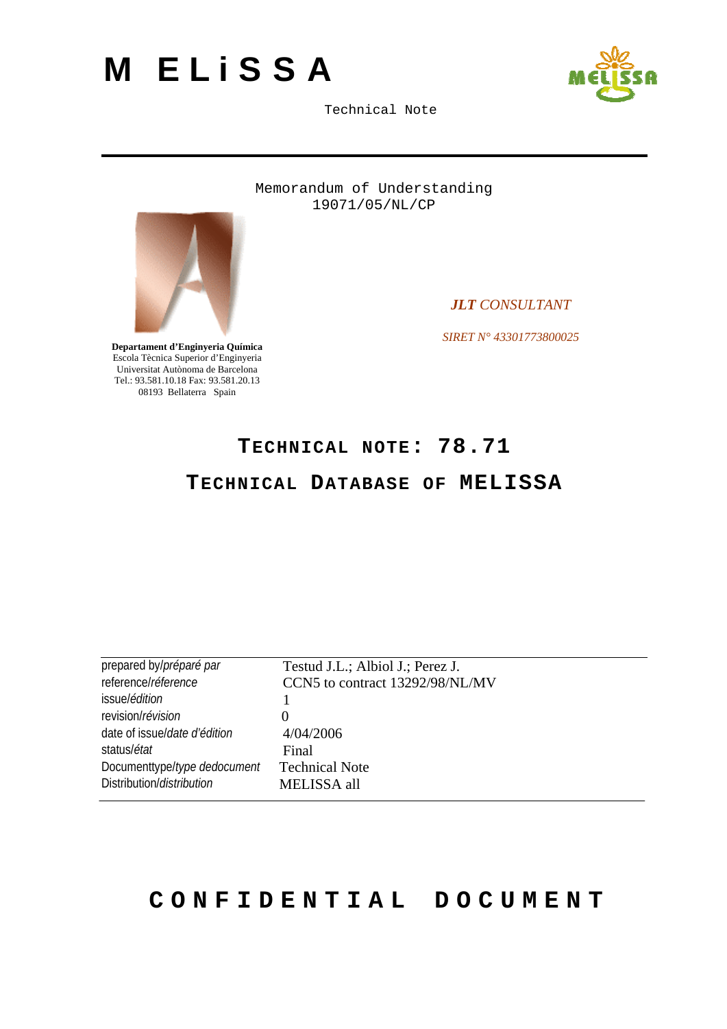# M E L i S S A

Technical Note

Memorandum of Understanding
19071/05/NL/CP

**Departament d'Enginyeria Química**
Escola Tècnica Superior d'Enginyeria
Universitat Autònoma de Barcelona
Tel.: 93.581.10.18 Fax: 93.581.20.13
08193 Bellaterra Spain

***JLT** CONSULTANT*

*SIRET N° 43301773800025*

# TECHNICAL NOTE: 78.71

# TECHNICAL DATABASE OF MELISSA

| | |
|---|---|
| prepared by/*préparé par* | Testud J.L.; Albiol J.; Perez J. |
| reference/*réference* | CCN5 to contract 13292/98/NL/MV |
| issue/*édition* | 1 |
| revision/*révision* | 0 |
| date of issue/*date d'édition* | 4/04/2006 |
| status/*état* | Final |
| Documenttype/*type dedocument* | Technical Note |
| Distribution/*distribution* | MELISSA all |

**CONFIDENTIAL DOCUMENT**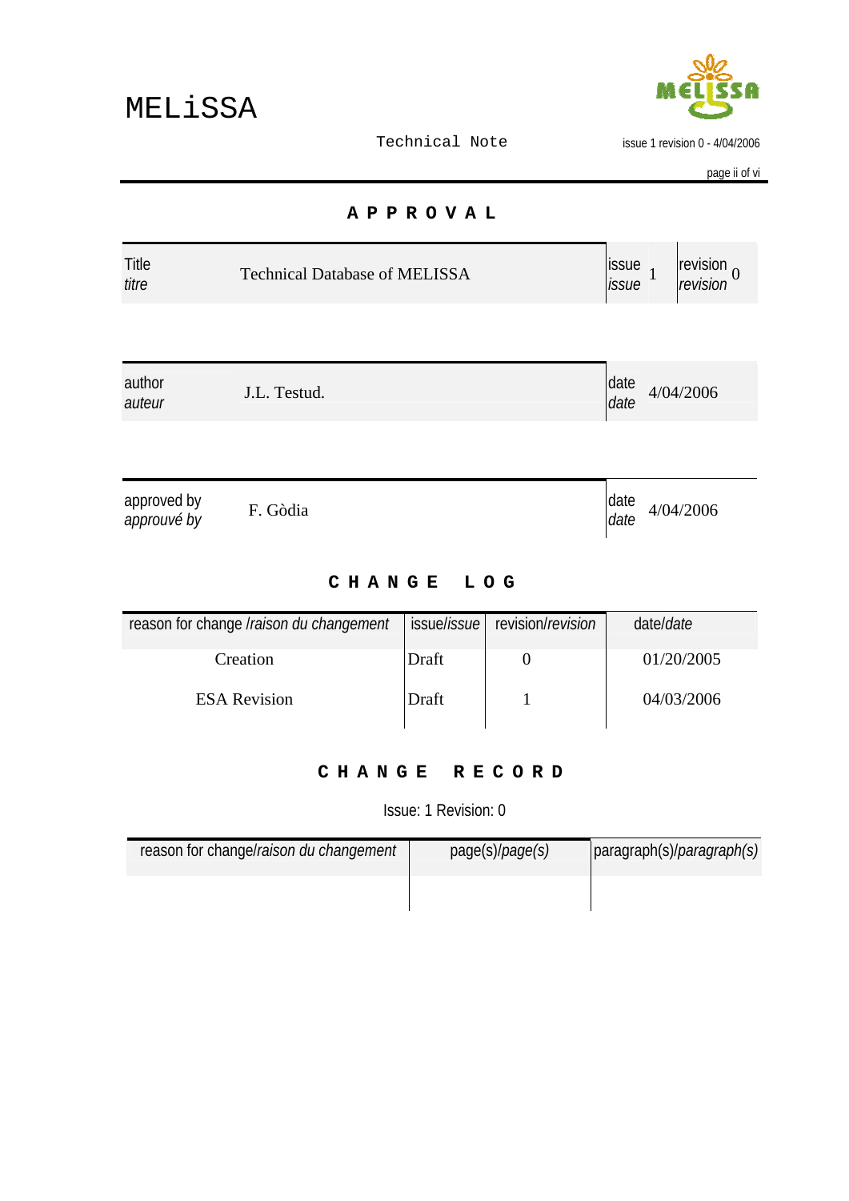# APPROVAL

| Title *titre* | Technical Database of MELISSA | issue *issue* 1 | revision *revision* 0 |
|---|---|---|---|

| author *auteur* | J.L. Testud. | date *date* | 4/04/2006 |
|---|---|---|---|

| approved by *approuvé by* | F. Gòdia | date *date* | 4/04/2006 |
|---|---|---|---|

# CHANGE LOG

| reason for change /*raison du changement* | issue/*issue* | revision/*revision* | date/*date* |
|---|---|---|---|
| Creation | Draft | 0 | 01/20/2005 |
| ESA Revision | Draft | 1 | 04/03/2006 |

# CHANGE RECORD

Issue: 1 Revision: 0

| reason for change/*raison du changement* | page(s)/*page(s)* | paragraph(s)/*paragraph(s)* |
|---|---|---|
| | | |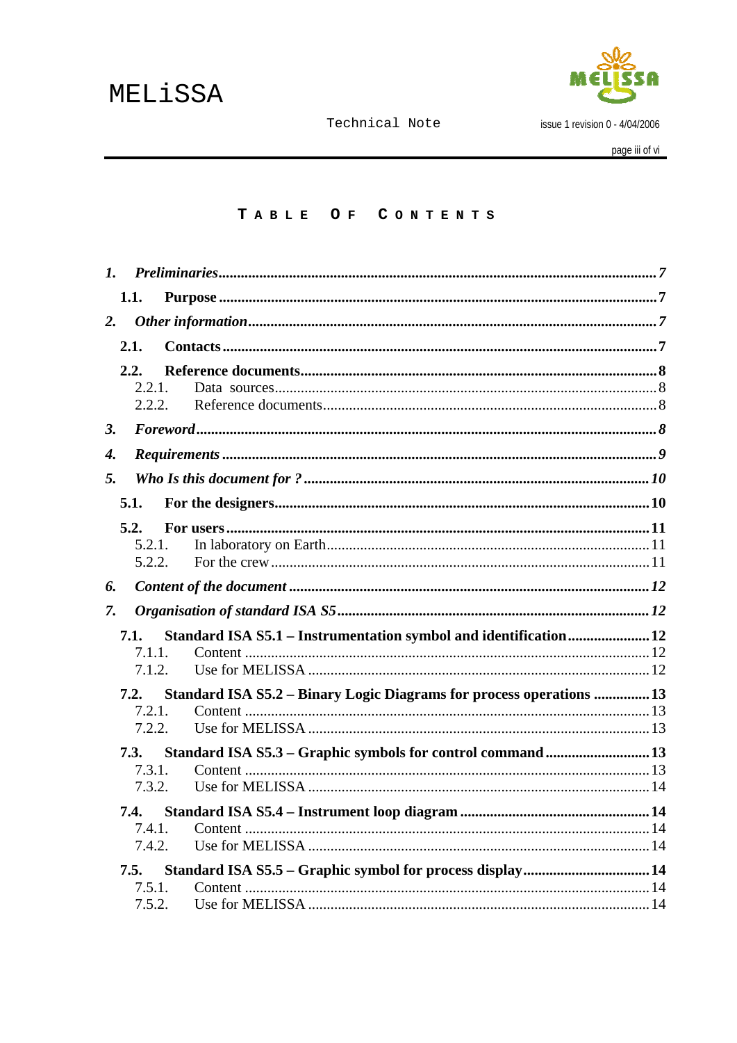# TABLE OF CONTENTS

*1. Preliminaries* ........................................ *7*

**1.1. Purpose** ........................................ **7**

*2. Other information* ........................................ *7*

**2.1. Contacts** ........................................ **7**

**2.2. Reference documents** ........................................ **8**

2.2.1. Data sources ........................................ 8

2.2.2. Reference documents ........................................ 8

*3. Foreword* ........................................ *8*

*4. Requirements* ........................................ *9*

*5. Who Is this document for ?* ........................................ *10*

**5.1. For the designers** ........................................ **10**

**5.2. For users** ........................................ **11**

5.2.1. In laboratory on Earth ........................................ 11

5.2.2. For the crew ........................................ 11

*6. Content of the document* ........................................ *12*

*7. Organisation of standard ISA S5* ........................................ *12*

**7.1. Standard ISA S5.1 – Instrumentation symbol and identification** ........................................ **12**

7.1.1. Content ........................................ 12

7.1.2. Use for MELISSA ........................................ 12

**7.2. Standard ISA S5.2 – Binary Logic Diagrams for process operations** ........................................ **13**

7.2.1. Content ........................................ 13

7.2.2. Use for MELISSA ........................................ 13

**7.3. Standard ISA S5.3 – Graphic symbols for control command** ........................................ **13**

7.3.1. Content ........................................ 13

7.3.2. Use for MELISSA ........................................ 14

**7.4. Standard ISA S5.4 – Instrument loop diagram** ........................................ **14**

7.4.1. Content ........................................ 14

7.4.2. Use for MELISSA ........................................ 14

**7.5. Standard ISA S5.5 – Graphic symbol for process display** ........................................ **14**

7.5.1. Content ........................................ 14

7.5.2. Use for MELISSA ........................................ 14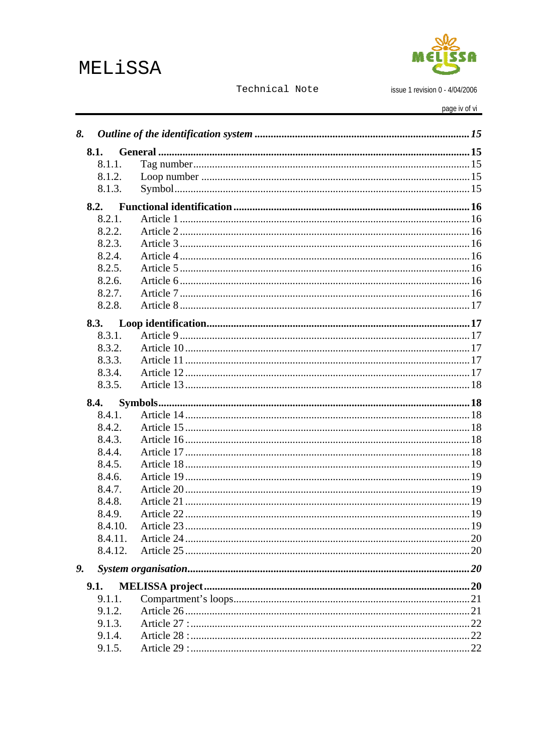8. *Outline of the identification system* ................................................................ *15*

8.1. **General** ........................................................................................................ **15**

8.1.1. Tag number ................................................................................................. 15

8.1.2. Loop number ............................................................................................... 15

8.1.3. Symbol ........................................................................................................ 15

8.2. **Functional identification** ........................................................................... **16**

8.2.1. Article 1 ..................................................................................................... 16

8.2.2. Article 2 ..................................................................................................... 16

8.2.3. Article 3 ..................................................................................................... 16

8.2.4. Article 4 ..................................................................................................... 16

8.2.5. Article 5 ..................................................................................................... 16

8.2.6. Article 6 ..................................................................................................... 16

8.2.7. Article 7 ..................................................................................................... 16

8.2.8. Article 8 ..................................................................................................... 17

8.3. **Loop identification** ..................................................................................... **17**

8.3.1. Article 9 ..................................................................................................... 17

8.3.2. Article 10 ................................................................................................... 17

8.3.3. Article 11 ................................................................................................... 17

8.3.4. Article 12 ................................................................................................... 17

8.3.5. Article 13 ................................................................................................... 18

8.4. **Symbols** ........................................................................................................ **18**

8.4.1. Article 14 ................................................................................................... 18

8.4.2. Article 15 ................................................................................................... 18

8.4.3. Article 16 ................................................................................................... 18

8.4.4. Article 17 ................................................................................................... 18

8.4.5. Article 18 ................................................................................................... 19

8.4.6. Article 19 ................................................................................................... 19

8.4.7. Article 20 ................................................................................................... 19

8.4.8. Article 21 ................................................................................................... 19

8.4.9. Article 22 ................................................................................................... 19

8.4.10. Article 23 ................................................................................................. 19

8.4.11. Article 24 ................................................................................................. 20

8.4.12. Article 25 ................................................................................................. 20

9. *System organisation* ......................................................................................... *20*

9.1. **MELISSA project** ......................................................................................... **20**

9.1.1. Compartment's loops .................................................................................. 21

9.1.2. Article 26 ................................................................................................... 21

9.1.3. Article 27 : ................................................................................................. 22

9.1.4. Article 28 : ................................................................................................. 22

9.1.5. Article 29 : ................................................................................................. 22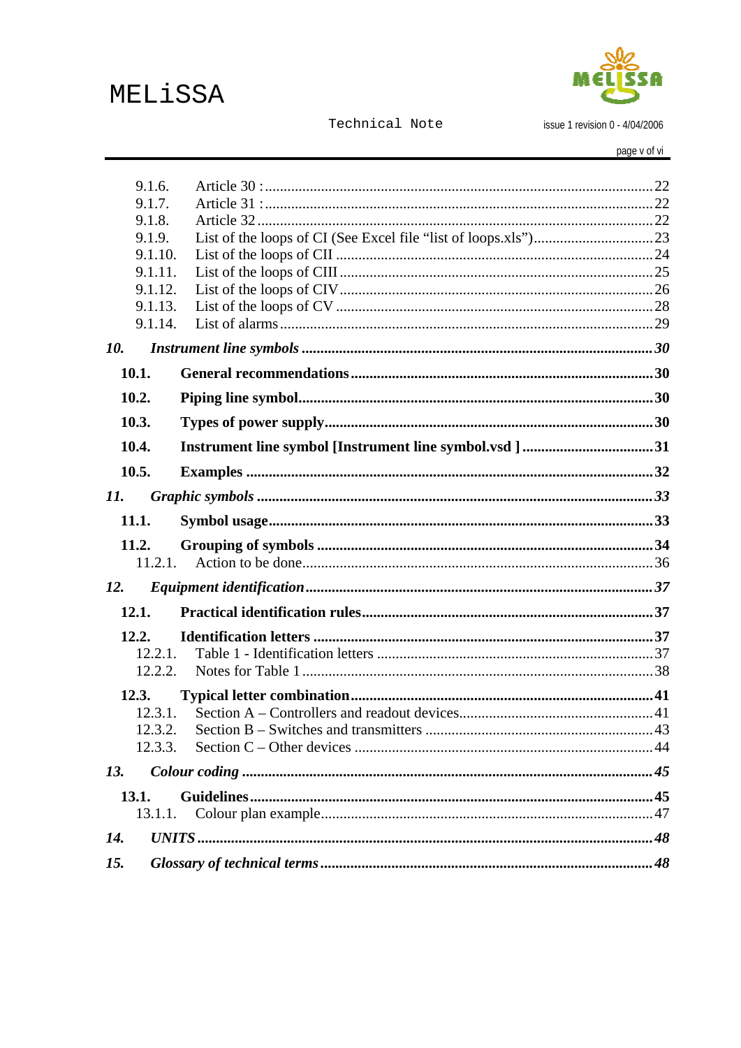9.1.6. Article 30 : ........................................................................................ 22
9.1.7. Article 31 : ........................................................................................ 22
9.1.8. Article 32 ........................................................................................... 22
9.1.9. List of the loops of CI (See Excel file “list of loops.xls”) ................................ 23
9.1.10. List of the loops of CII ..................................................................... 24
9.1.11. List of the loops of CIII .................................................................... 25
9.1.12. List of the loops of CIV .................................................................... 26
9.1.13. List of the loops of CV ..................................................................... 28
9.1.14. List of alarms ................................................................................... 29

***10. Instrument line symbols ................................................................................ 30***

**10.1. General recommendations ................................................................................ 30**

**10.2. Piping line symbol ............................................................................................ 30**

**10.3. Types of power supply ...................................................................................... 30**

**10.4. Instrument line symbol [Instrument line symbol.vsd ] ..................................... 31**

**10.5. Examples ........................................................................................................... 32**

***11. Graphic symbols .............................................................................................. 33***

**11.1. Symbol usage ..................................................................................................... 33**

**11.2. Grouping of symbols ......................................................................................... 34**

11.2.1. Action to be done ............................................................................ 36

***12. Equipment identification ................................................................................ 37***

**12.1. Practical identification rules ............................................................................. 37**

**12.2. Identification letters ......................................................................................... 37**

12.2.1. Table 1 - Identification letters .......................................................... 37
12.2.2. Notes for Table 1 ............................................................................. 38

**12.3. Typical letter combination ................................................................................ 41**

12.3.1. Section A – Controllers and readout devices ...................................... 41
12.3.2. Section B – Switches and transmitters .............................................. 43
12.3.3. Section C – Other devices ................................................................ 44

***13. Colour coding .................................................................................................. 45***

**13.1. Guidelines ......................................................................................................... 45**

13.1.1. Colour plan example ......................................................................... 47

***14. UNITS ............................................................................................................... 48***

***15. Glossary of technical terms ............................................................................. 48***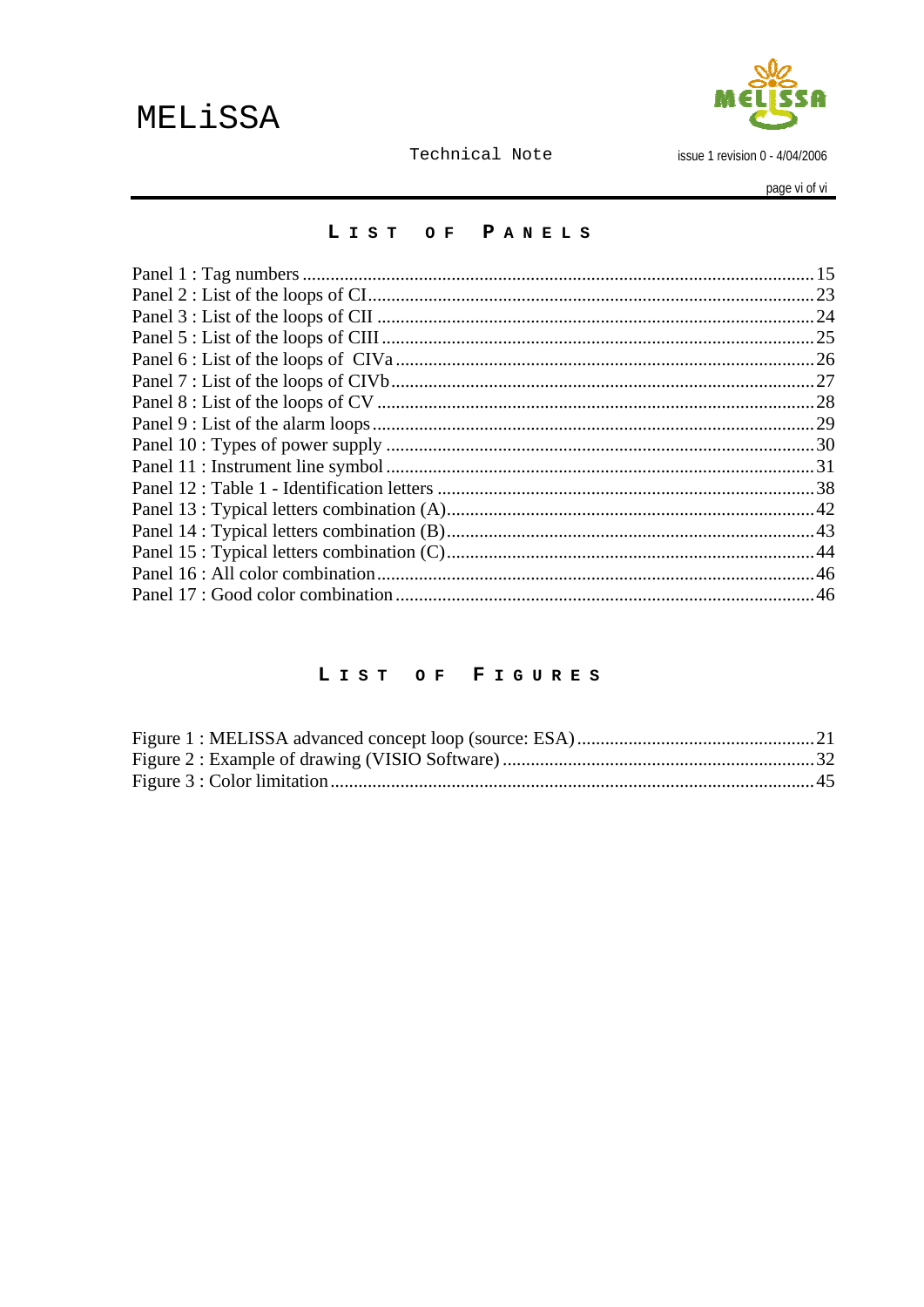## LIST OF PANELS

Panel 1 : Tag numbers .......... 15
Panel 2 : List of the loops of CI .......... 23
Panel 3 : List of the loops of CII .......... 24
Panel 5 : List of the loops of CIII .......... 25
Panel 6 : List of the loops of CIVa .......... 26
Panel 7 : List of the loops of CIVb .......... 27
Panel 8 : List of the loops of CV .......... 28
Panel 9 : List of the alarm loops .......... 29
Panel 10 : Types of power supply .......... 30
Panel 11 : Instrument line symbol .......... 31
Panel 12 : Table 1 - Identification letters .......... 38
Panel 13 : Typical letters combination (A) .......... 42
Panel 14 : Typical letters combination (B) .......... 43
Panel 15 : Typical letters combination (C) .......... 44
Panel 16 : All color combination .......... 46
Panel 17 : Good color combination .......... 46

## LIST OF FIGURES

Figure 1 : MELISSA advanced concept loop (source: ESA) .......... 21
Figure 2 : Example of drawing (VISIO Software) .......... 32
Figure 3 : Color limitation .......... 45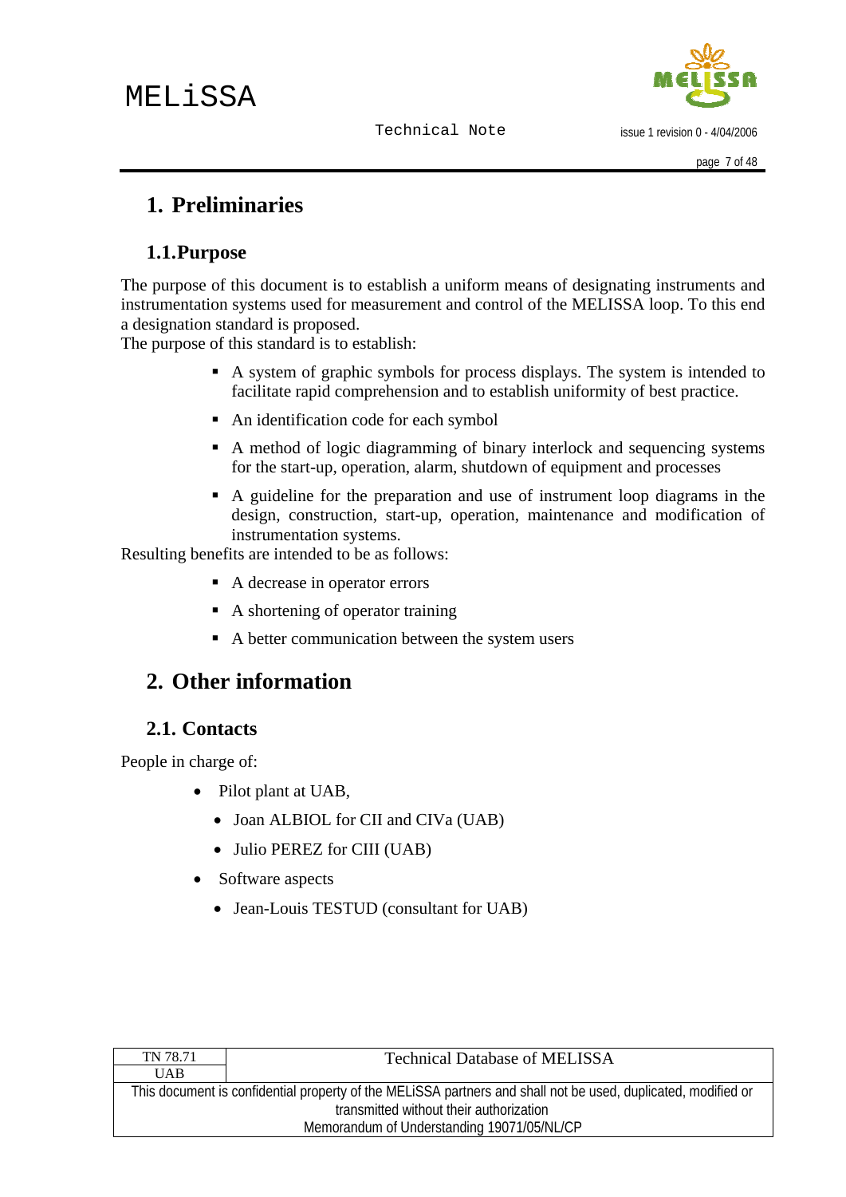# 1. Preliminaries

## 1.1. Purpose

The purpose of this document is to establish a uniform means of designating instruments and instrumentation systems used for measurement and control of the MELISSA loop. To this end a designation standard is proposed.
The purpose of this standard is to establish:

- A system of graphic symbols for process displays. The system is intended to facilitate rapid comprehension and to establish uniformity of best practice.
- An identification code for each symbol
- A method of logic diagramming of binary interlock and sequencing systems for the start-up, operation, alarm, shutdown of equipment and processes
- A guideline for the preparation and use of instrument loop diagrams in the design, construction, start-up, operation, maintenance and modification of instrumentation systems.

Resulting benefits are intended to be as follows:

- A decrease in operator errors
- A shortening of operator training
- A better communication between the system users

# 2. Other information

## 2.1. Contacts

People in charge of:

- Pilot plant at UAB,
  - Joan ALBIOL for CII and CIVa (UAB)
  - Julio PEREZ for CIII (UAB)
- Software aspects
  - Jean-Louis TESTUD (consultant for UAB)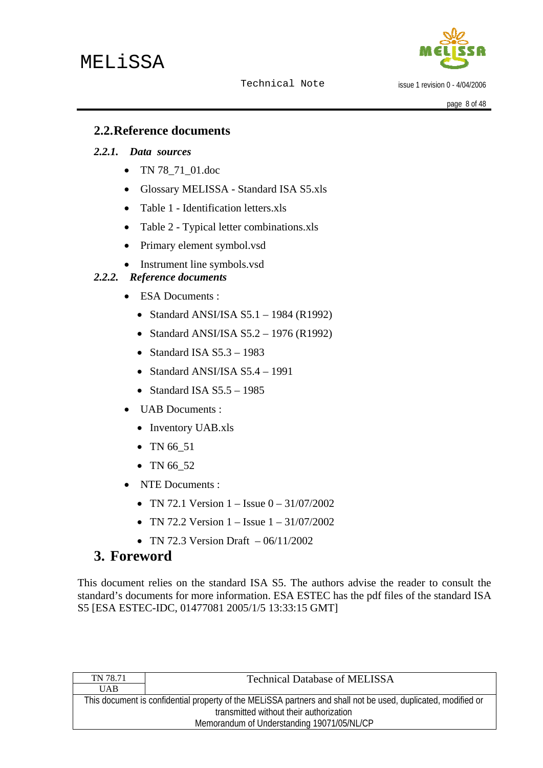## 2.2. Reference documents

### *2.2.1. Data sources*

- TN 78_71_01.doc
- Glossary MELISSA - Standard ISA S5.xls
- Table 1 - Identification letters.xls
- Table 2 - Typical letter combinations.xls
- Primary element symbol.vsd
- Instrument line symbols.vsd

### *2.2.2. Reference documents*

- ESA Documents :
  - Standard ANSI/ISA S5.1 – 1984 (R1992)
  - Standard ANSI/ISA S5.2 – 1976 (R1992)
  - Standard ISA S5.3 – 1983
  - Standard ANSI/ISA S5.4 – 1991
  - Standard ISA S5.5 – 1985
- UAB Documents :
  - Inventory UAB.xls
  - TN 66_51
  - TN 66_52
- NTE Documents :
  - TN 72.1 Version 1 – Issue 0 – 31/07/2002
  - TN 72.2 Version 1 – Issue 1 – 31/07/2002
  - TN 72.3 Version Draft – 06/11/2002

# 3. Foreword

This document relies on the standard ISA S5. The authors advise the reader to consult the standard's documents for more information. ESA ESTEC has the pdf files of the standard ISA S5 [ESA ESTEC-IDC, 01477081 2005/1/5 13:33:15 GMT]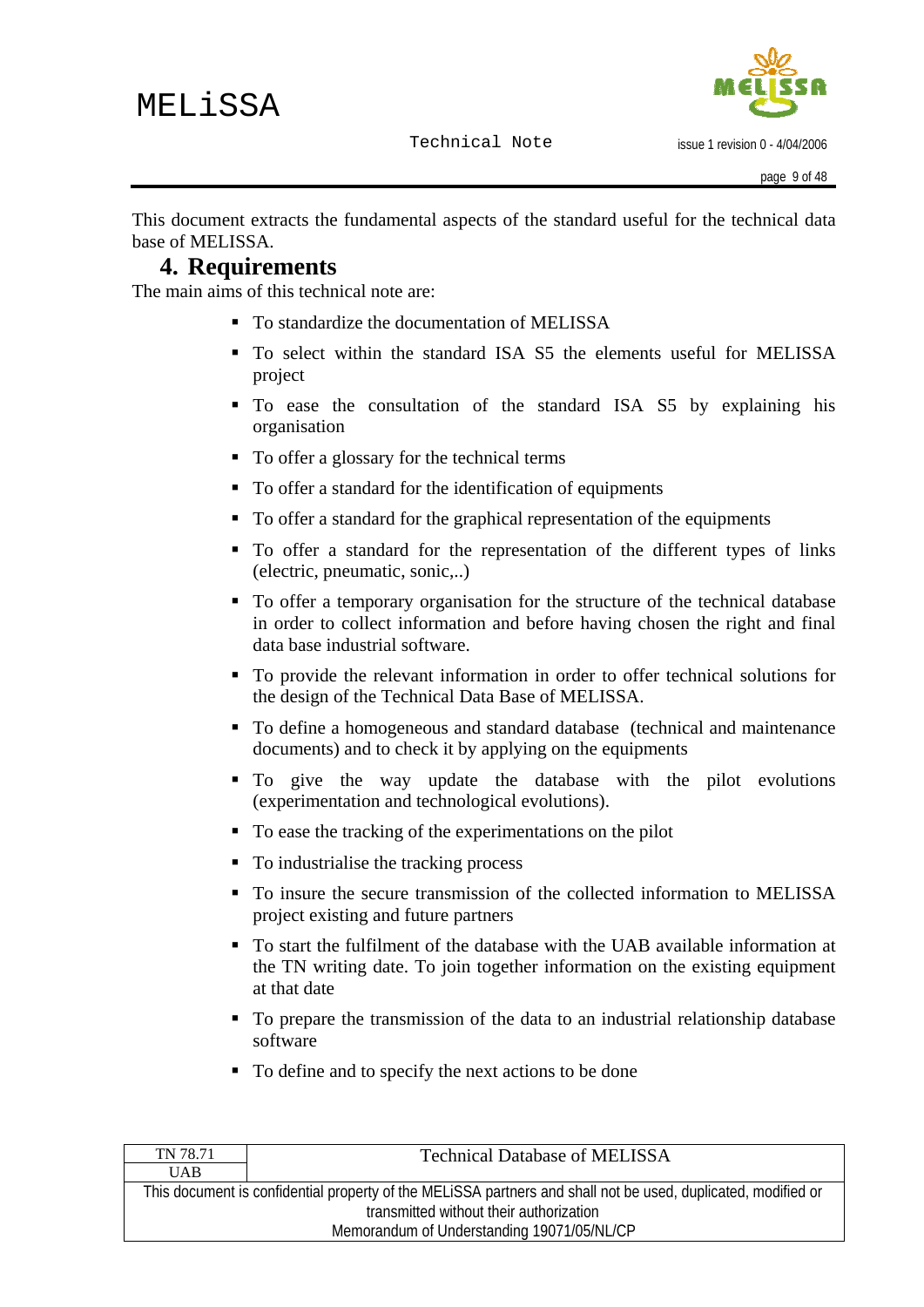This document extracts the fundamental aspects of the standard useful for the technical data base of MELISSA.

## 4. Requirements

The main aims of this technical note are:

- To standardize the documentation of MELISSA
- To select within the standard ISA S5 the elements useful for MELISSA project
- To ease the consultation of the standard ISA S5 by explaining his organisation
- To offer a glossary for the technical terms
- To offer a standard for the identification of equipments
- To offer a standard for the graphical representation of the equipments
- To offer a standard for the representation of the different types of links (electric, pneumatic, sonic,..)
- To offer a temporary organisation for the structure of the technical database in order to collect information and before having chosen the right and final data base industrial software.
- To provide the relevant information in order to offer technical solutions for the design of the Technical Data Base of MELISSA.
- To define a homogeneous and standard database (technical and maintenance documents) and to check it by applying on the equipments
- To give the way update the database with the pilot evolutions (experimentation and technological evolutions).
- To ease the tracking of the experimentations on the pilot
- To industrialise the tracking process
- To insure the secure transmission of the collected information to MELISSA project existing and future partners
- To start the fulfilment of the database with the UAB available information at the TN writing date. To join together information on the existing equipment at that date
- To prepare the transmission of the data to an industrial relationship database software
- To define and to specify the next actions to be done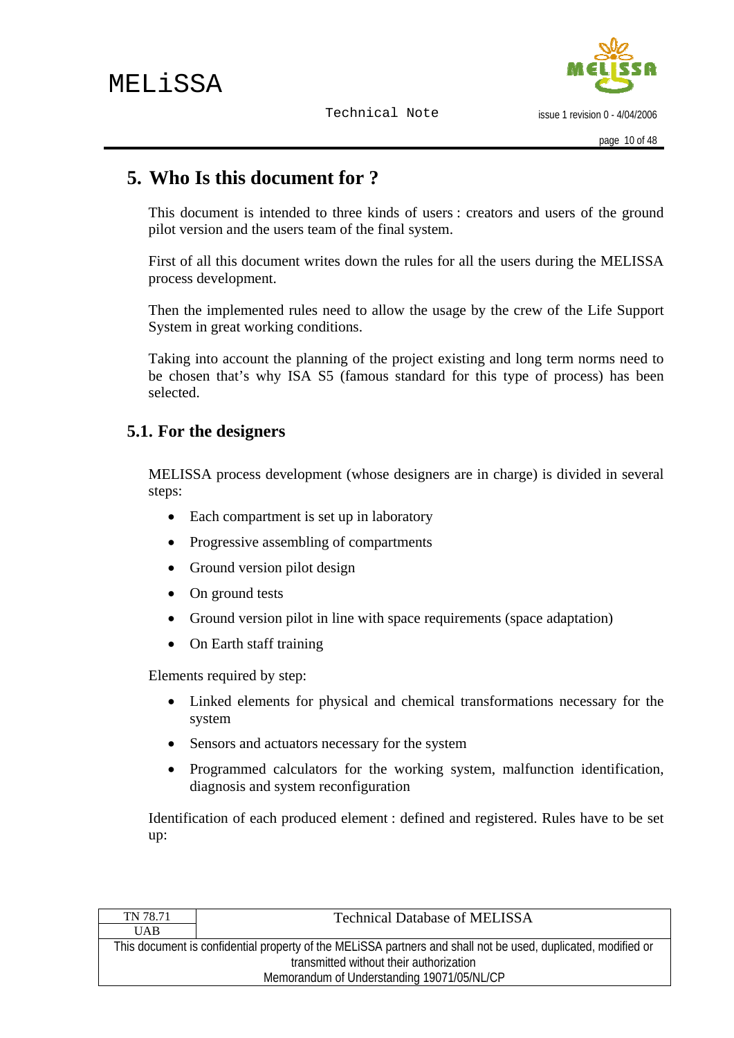# 5. Who Is this document for ?

This document is intended to three kinds of users : creators and users of the ground pilot version and the users team of the final system.

First of all this document writes down the rules for all the users during the MELISSA process development.

Then the implemented rules need to allow the usage by the crew of the Life Support System in great working conditions.

Taking into account the planning of the project existing and long term norms need to be chosen that's why ISA S5 (famous standard for this type of process) has been selected.

## 5.1. For the designers

MELISSA process development (whose designers are in charge) is divided in several steps:

- Each compartment is set up in laboratory
- Progressive assembling of compartments
- Ground version pilot design
- On ground tests
- Ground version pilot in line with space requirements (space adaptation)
- On Earth staff training

Elements required by step:

- Linked elements for physical and chemical transformations necessary for the system
- Sensors and actuators necessary for the system
- Programmed calculators for the working system, malfunction identification, diagnosis and system reconfiguration

Identification of each produced element : defined and registered. Rules have to be set up: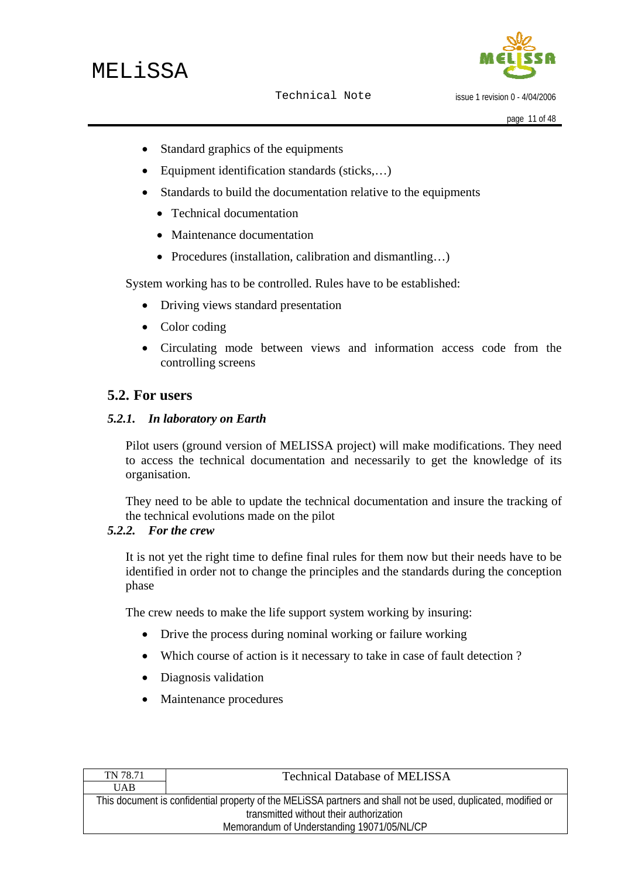- Standard graphics of the equipments
- Equipment identification standards (sticks,…)
- Standards to build the documentation relative to the equipments
  - Technical documentation
  - Maintenance documentation
  - Procedures (installation, calibration and dismantling…)

System working has to be controlled. Rules have to be established:

- Driving views standard presentation
- Color coding
- Circulating mode between views and information access code from the controlling screens

## 5.2. For users

### *5.2.1. In laboratory on Earth*

Pilot users (ground version of MELISSA project) will make modifications. They need to access the technical documentation and necessarily to get the knowledge of its organisation.

They need to be able to update the technical documentation and insure the tracking of the technical evolutions made on the pilot

### *5.2.2. For the crew*

It is not yet the right time to define final rules for them now but their needs have to be identified in order not to change the principles and the standards during the conception phase

The crew needs to make the life support system working by insuring:

- Drive the process during nominal working or failure working
- Which course of action is it necessary to take in case of fault detection ?
- Diagnosis validation
- Maintenance procedures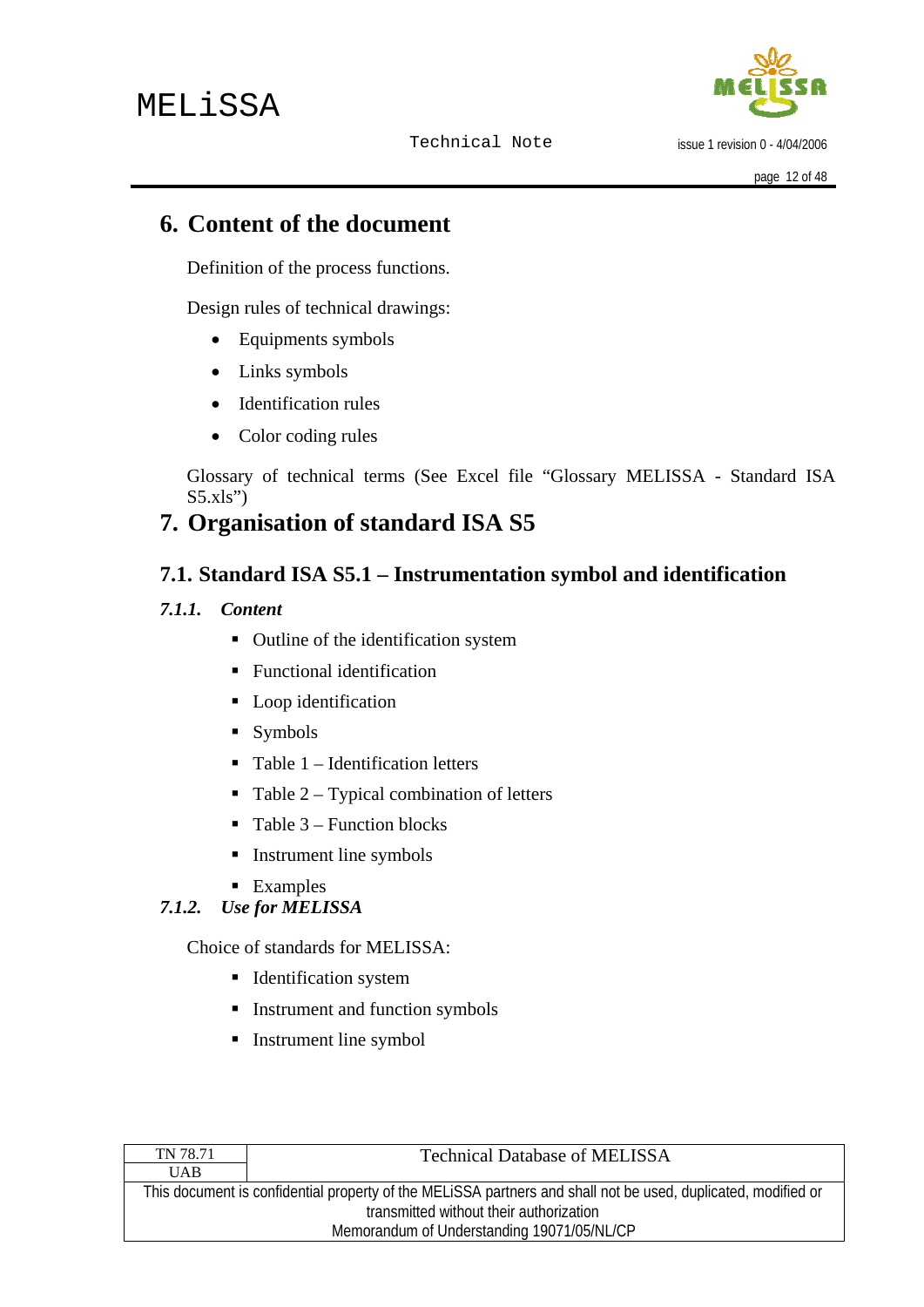# 6. Content of the document

Definition of the process functions.

Design rules of technical drawings:

- Equipments symbols
- Links symbols
- Identification rules
- Color coding rules

Glossary of technical terms (See Excel file "Glossary MELISSA - Standard ISA S5.xls")

# 7. Organisation of standard ISA S5

## 7.1. Standard ISA S5.1 – Instrumentation symbol and identification

### *7.1.1. Content*

- Outline of the identification system
- Functional identification
- Loop identification
- Symbols
- Table 1 – Identification letters
- Table 2 – Typical combination of letters
- Table 3 – Function blocks
- Instrument line symbols
- Examples

### *7.1.2. Use for MELISSA*

Choice of standards for MELISSA:

- Identification system
- Instrument and function symbols
- Instrument line symbol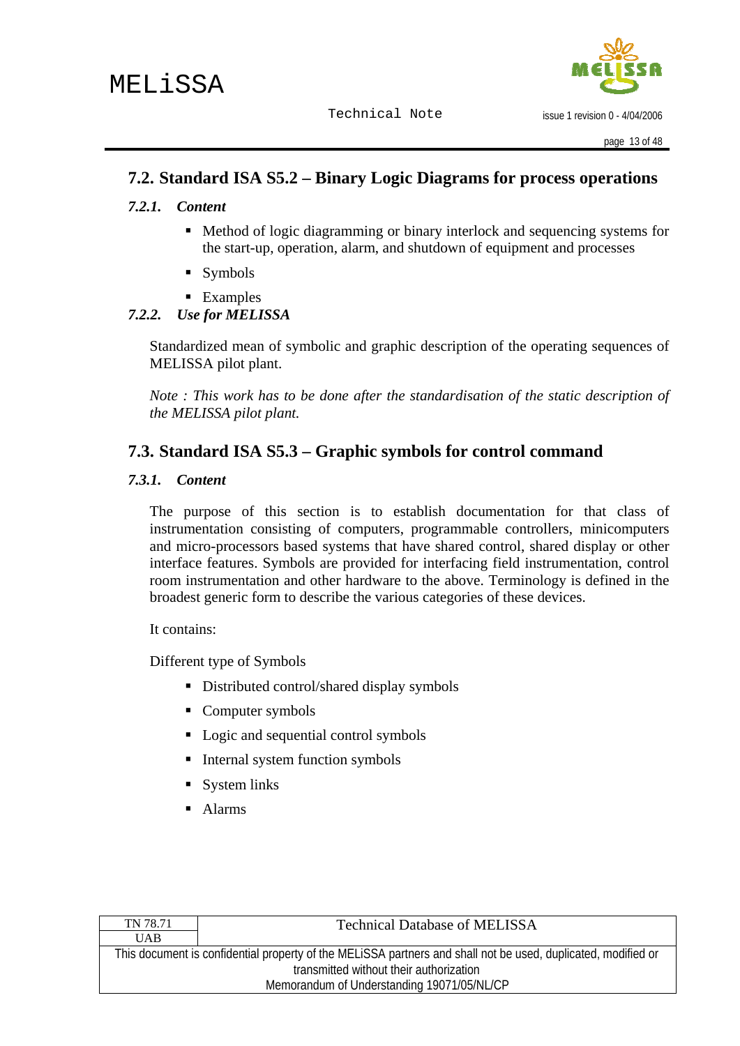## 7.2. Standard ISA S5.2 – Binary Logic Diagrams for process operations

### *7.2.1. Content*

- Method of logic diagramming or binary interlock and sequencing systems for the start-up, operation, alarm, and shutdown of equipment and processes
- Symbols
- Examples

### *7.2.2. Use for MELISSA*

Standardized mean of symbolic and graphic description of the operating sequences of MELISSA pilot plant.

*Note : This work has to be done after the standardisation of the static description of the MELISSA pilot plant.*

## 7.3. Standard ISA S5.3 – Graphic symbols for control command

### *7.3.1. Content*

The purpose of this section is to establish documentation for that class of instrumentation consisting of computers, programmable controllers, minicomputers and micro-processors based systems that have shared control, shared display or other interface features. Symbols are provided for interfacing field instrumentation, control room instrumentation and other hardware to the above. Terminology is defined in the broadest generic form to describe the various categories of these devices.

It contains:

Different type of Symbols

- Distributed control/shared display symbols
- Computer symbols
- Logic and sequential control symbols
- Internal system function symbols
- System links
- Alarms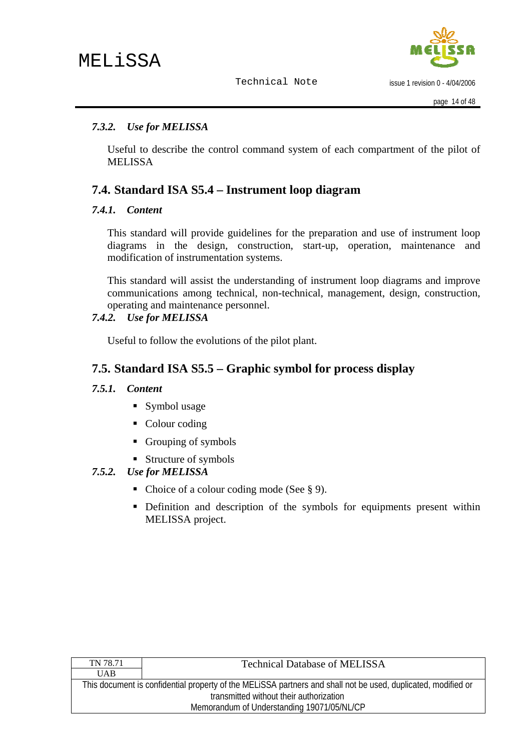### *7.3.2. Use for MELISSA*

Useful to describe the control command system of each compartment of the pilot of MELISSA

## 7.4. Standard ISA S5.4 – Instrument loop diagram

### *7.4.1. Content*

This standard will provide guidelines for the preparation and use of instrument loop diagrams in the design, construction, start-up, operation, maintenance and modification of instrumentation systems.

This standard will assist the understanding of instrument loop diagrams and improve communications among technical, non-technical, management, design, construction, operating and maintenance personnel.

### *7.4.2. Use for MELISSA*

Useful to follow the evolutions of the pilot plant.

## 7.5. Standard ISA S5.5 – Graphic symbol for process display

### *7.5.1. Content*

- Symbol usage
- Colour coding
- Grouping of symbols
- Structure of symbols

### *7.5.2. Use for MELISSA*

- Choice of a colour coding mode (See § 9).
- Definition and description of the symbols for equipments present within MELISSA project.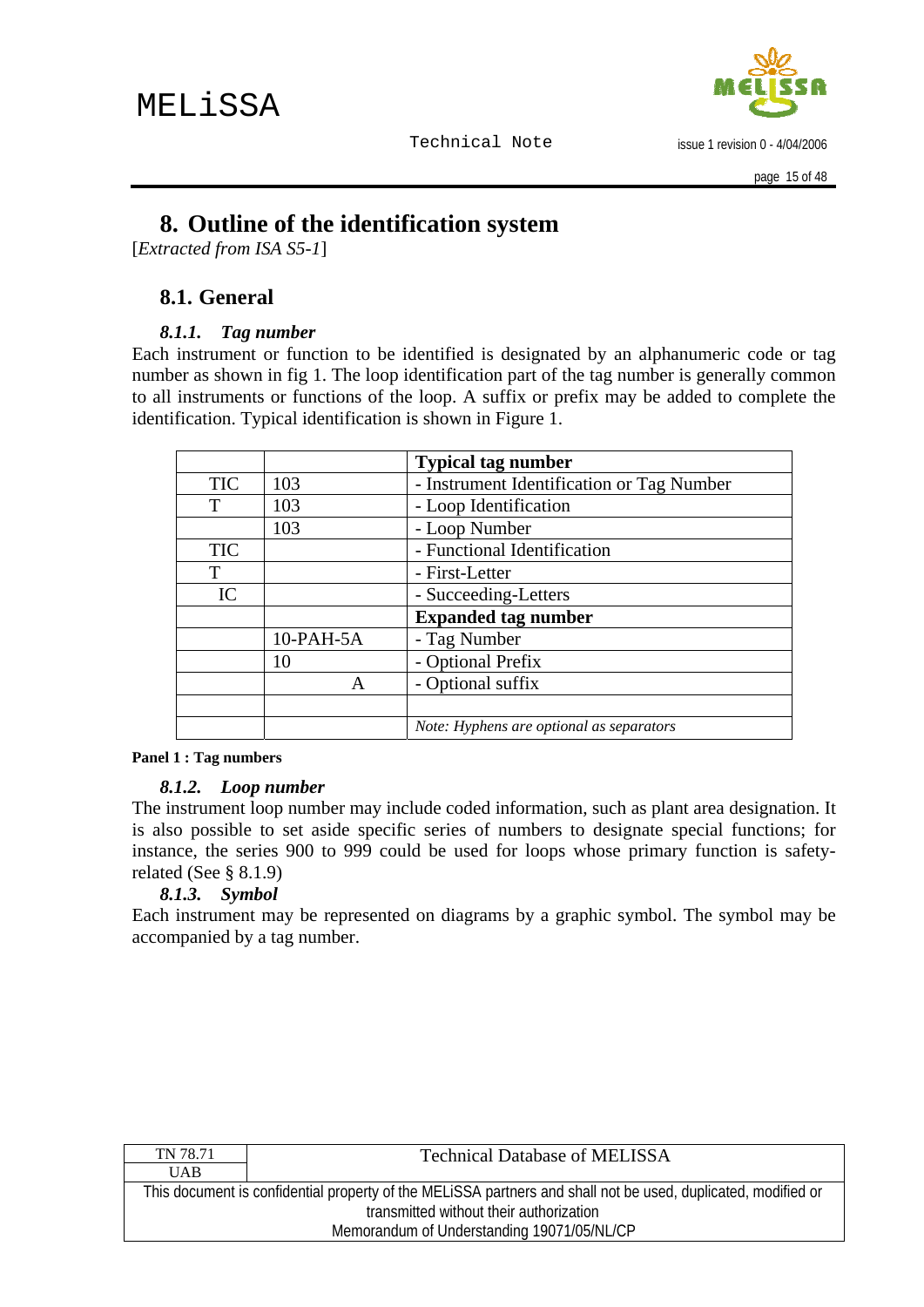# 8. Outline of the identification system

[*Extracted from ISA S5-1*]

## 8.1. General

### 8.1.1. Tag number

Each instrument or function to be identified is designated by an alphanumeric code or tag number as shown in fig 1. The loop identification part of the tag number is generally common to all instruments or functions of the loop. A suffix or prefix may be added to complete the identification. Typical identification is shown in Figure 1.

| | | **Typical tag number** |
|---|---|---|
| TIC | 103 | - Instrument Identification or Tag Number |
| T | 103 | - Loop Identification |
| | 103 | - Loop Number |
| TIC | | - Functional Identification |
| T | | - First-Letter |
| IC | | - Succeeding-Letters |
| | | **Expanded tag number** |
| | 10-PAH-5A | - Tag Number |
| | 10 | - Optional Prefix |
| | A | - Optional suffix |
| | | |
| | | *Note: Hyphens are optional as separators* |

**Panel 1 : Tag numbers**

### 8.1.2. Loop number

The instrument loop number may include coded information, such as plant area designation. It is also possible to set aside specific series of numbers to designate special functions; for instance, the series 900 to 999 could be used for loops whose primary function is safety-related (See § 8.1.9)

### 8.1.3. Symbol

Each instrument may be represented on diagrams by a graphic symbol. The symbol may be accompanied by a tag number.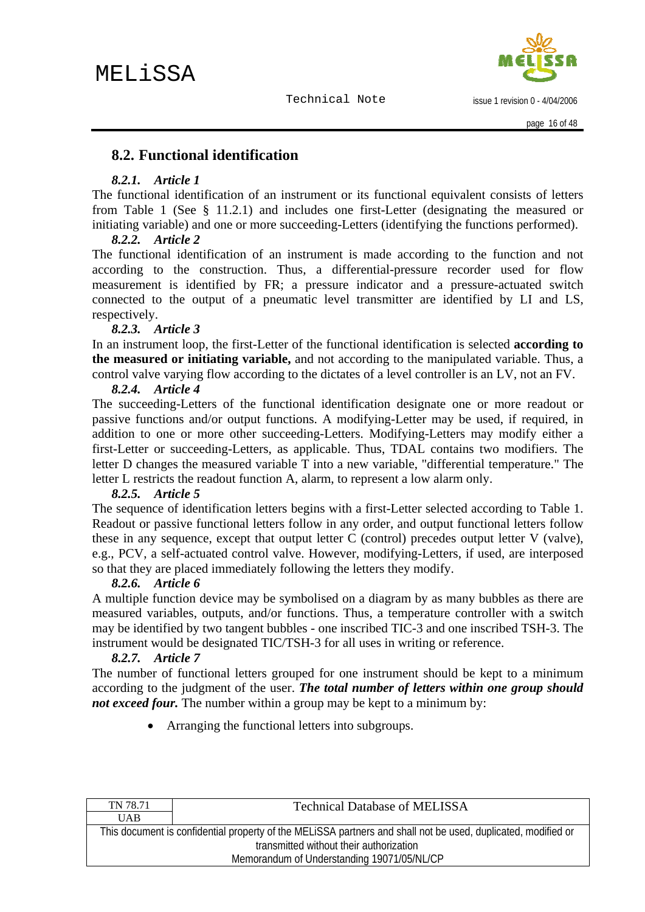## 8.2. Functional identification

### *8.2.1. Article 1*

The functional identification of an instrument or its functional equivalent consists of letters from Table 1 (See § 11.2.1) and includes one first-Letter (designating the measured or initiating variable) and one or more succeeding-Letters (identifying the functions performed).

### *8.2.2. Article 2*

The functional identification of an instrument is made according to the function and not according to the construction. Thus, a differential-pressure recorder used for flow measurement is identified by FR; a pressure indicator and a pressure-actuated switch connected to the output of a pneumatic level transmitter are identified by LI and LS, respectively.

### *8.2.3. Article 3*

In an instrument loop, the first-Letter of the functional identification is selected **according to the measured or initiating variable,** and not according to the manipulated variable. Thus, a control valve varying flow according to the dictates of a level controller is an LV, not an FV.

### *8.2.4. Article 4*

The succeeding-Letters of the functional identification designate one or more readout or passive functions and/or output functions. A modifying-Letter may be used, if required, in addition to one or more other succeeding-Letters. Modifying-Letters may modify either a first-Letter or succeeding-Letters, as applicable. Thus, TDAL contains two modifiers. The letter D changes the measured variable T into a new variable, "differential temperature." The letter L restricts the readout function A, alarm, to represent a low alarm only.

### *8.2.5. Article 5*

The sequence of identification letters begins with a first-Letter selected according to Table 1. Readout or passive functional letters follow in any order, and output functional letters follow these in any sequence, except that output letter C (control) precedes output letter V (valve), e.g., PCV, a self-actuated control valve. However, modifying-Letters, if used, are interposed so that they are placed immediately following the letters they modify.

### *8.2.6. Article 6*

A multiple function device may be symbolised on a diagram by as many bubbles as there are measured variables, outputs, and/or functions. Thus, a temperature controller with a switch may be identified by two tangent bubbles - one inscribed TIC-3 and one inscribed TSH-3. The instrument would be designated TIC/TSH-3 for all uses in writing or reference.

### *8.2.7. Article 7*

The number of functional letters grouped for one instrument should be kept to a minimum according to the judgment of the user. ***The total number of letters within one group should not exceed four.*** The number within a group may be kept to a minimum by:

- Arranging the functional letters into subgroups.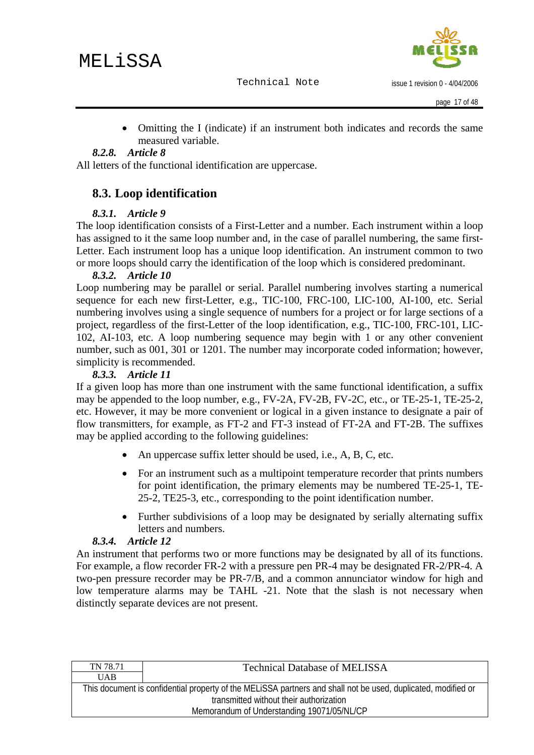- Omitting the I (indicate) if an instrument both indicates and records the same measured variable.

#### *8.2.8. Article 8*

All letters of the functional identification are uppercase.

## 8.3. Loop identification

#### *8.3.1. Article 9*

The loop identification consists of a First-Letter and a number. Each instrument within a loop has assigned to it the same loop number and, in the case of parallel numbering, the same first-Letter. Each instrument loop has a unique loop identification. An instrument common to two or more loops should carry the identification of the loop which is considered predominant.

#### *8.3.2. Article 10*

Loop numbering may be parallel or serial. Parallel numbering involves starting a numerical sequence for each new first-Letter, e.g., TIC-100, FRC-100, LIC-100, AI-100, etc. Serial numbering involves using a single sequence of numbers for a project or for large sections of a project, regardless of the first-Letter of the loop identification, e.g., TIC-100, FRC-101, LIC-102, AI-103, etc. A loop numbering sequence may begin with 1 or any other convenient number, such as 001, 301 or 1201. The number may incorporate coded information; however, simplicity is recommended.

#### *8.3.3. Article 11*

If a given loop has more than one instrument with the same functional identification, a suffix may be appended to the loop number, e.g., FV-2A, FV-2B, FV-2C, etc., or TE-25-1, TE-25-2, etc. However, it may be more convenient or logical in a given instance to designate a pair of flow transmitters, for example, as FT-2 and FT-3 instead of FT-2A and FT-2B. The suffixes may be applied according to the following guidelines:

- An uppercase suffix letter should be used, i.e., A, B, C, etc.
- For an instrument such as a multipoint temperature recorder that prints numbers for point identification, the primary elements may be numbered TE-25-1, TE-25-2, TE25-3, etc., corresponding to the point identification number.
- Further subdivisions of a loop may be designated by serially alternating suffix letters and numbers.

#### *8.3.4. Article 12*

An instrument that performs two or more functions may be designated by all of its functions. For example, a flow recorder FR-2 with a pressure pen PR-4 may be designated FR-2/PR-4. A two-pen pressure recorder may be PR-7/B, and a common annunciator window for high and low temperature alarms may be TAHL -21. Note that the slash is not necessary when distinctly separate devices are not present.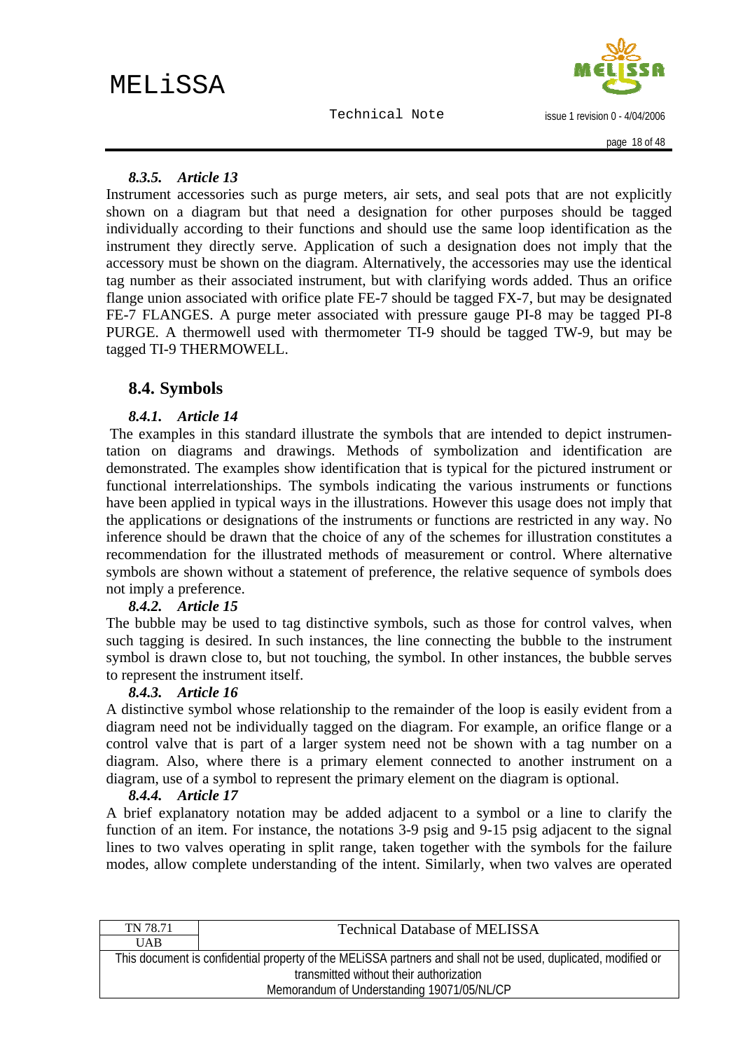#### *8.3.5. Article 13*

Instrument accessories such as purge meters, air sets, and seal pots that are not explicitly shown on a diagram but that need a designation for other purposes should be tagged individually according to their functions and should use the same loop identification as the instrument they directly serve. Application of such a designation does not imply that the accessory must be shown on the diagram. Alternatively, the accessories may use the identical tag number as their associated instrument, but with clarifying words added. Thus an orifice flange union associated with orifice plate FE-7 should be tagged FX-7, but may be designated FE-7 FLANGES. A purge meter associated with pressure gauge PI-8 may be tagged PI-8 PURGE. A thermowell used with thermometer TI-9 should be tagged TW-9, but may be tagged TI-9 THERMOWELL.

## 8.4. Symbols

#### *8.4.1. Article 14*

The examples in this standard illustrate the symbols that are intended to depict instrumentation on diagrams and drawings. Methods of symbolization and identification are demonstrated. The examples show identification that is typical for the pictured instrument or functional interrelationships. The symbols indicating the various instruments or functions have been applied in typical ways in the illustrations. However this usage does not imply that the applications or designations of the instruments or functions are restricted in any way. No inference should be drawn that the choice of any of the schemes for illustration constitutes a recommendation for the illustrated methods of measurement or control. Where alternative symbols are shown without a statement of preference, the relative sequence of symbols does not imply a preference.

#### *8.4.2. Article 15*

The bubble may be used to tag distinctive symbols, such as those for control valves, when such tagging is desired. In such instances, the line connecting the bubble to the instrument symbol is drawn close to, but not touching, the symbol. In other instances, the bubble serves to represent the instrument itself.

#### *8.4.3. Article 16*

A distinctive symbol whose relationship to the remainder of the loop is easily evident from a diagram need not be individually tagged on the diagram. For example, an orifice flange or a control valve that is part of a larger system need not be shown with a tag number on a diagram. Also, where there is a primary element connected to another instrument on a diagram, use of a symbol to represent the primary element on the diagram is optional.

#### *8.4.4. Article 17*

A brief explanatory notation may be added adjacent to a symbol or a line to clarify the function of an item. For instance, the notations 3-9 psig and 9-15 psig adjacent to the signal lines to two valves operating in split range, taken together with the symbols for the failure modes, allow complete understanding of the intent. Similarly, when two valves are operated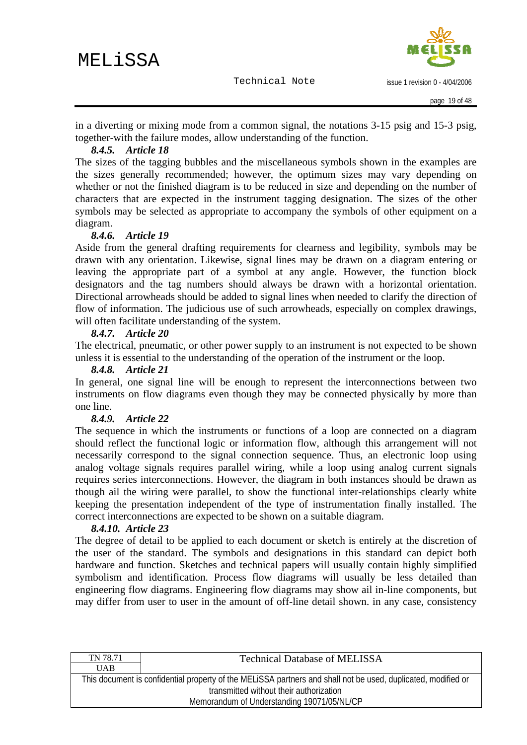in a diverting or mixing mode from a common signal, the notations 3-15 psig and 15-3 psig, together-with the failure modes, allow understanding of the function.

### *8.4.5. Article 18*

The sizes of the tagging bubbles and the miscellaneous symbols shown in the examples are the sizes generally recommended; however, the optimum sizes may vary depending on whether or not the finished diagram is to be reduced in size and depending on the number of characters that are expected in the instrument tagging designation. The sizes of the other symbols may be selected as appropriate to accompany the symbols of other equipment on a diagram.

### *8.4.6. Article 19*

Aside from the general drafting requirements for clearness and legibility, symbols may be drawn with any orientation. Likewise, signal lines may be drawn on a diagram entering or leaving the appropriate part of a symbol at any angle. However, the function block designators and the tag numbers should always be drawn with a horizontal orientation. Directional arrowheads should be added to signal lines when needed to clarify the direction of flow of information. The judicious use of such arrowheads, especially on complex drawings, will often facilitate understanding of the system.

### *8.4.7. Article 20*

The electrical, pneumatic, or other power supply to an instrument is not expected to be shown unless it is essential to the understanding of the operation of the instrument or the loop.

### *8.4.8. Article 21*

In general, one signal line will be enough to represent the interconnections between two instruments on flow diagrams even though they may be connected physically by more than one line.

### *8.4.9. Article 22*

The sequence in which the instruments or functions of a loop are connected on a diagram should reflect the functional logic or information flow, although this arrangement will not necessarily correspond to the signal connection sequence. Thus, an electronic loop using analog voltage signals requires parallel wiring, while a loop using analog current signals requires series interconnections. However, the diagram in both instances should be drawn as though ail the wiring were parallel, to show the functional inter-relationships clearly white keeping the presentation independent of the type of instrumentation finally installed. The correct interconnections are expected to be shown on a suitable diagram.

### *8.4.10. Article 23*

The degree of detail to be applied to each document or sketch is entirely at the discretion of the user of the standard. The symbols and designations in this standard can depict both hardware and function. Sketches and technical papers will usually contain highly simplified symbolism and identification. Process flow diagrams will usually be less detailed than engineering flow diagrams. Engineering flow diagrams may show ail in-line components, but may differ from user to user in the amount of off-line detail shown. in any case, consistency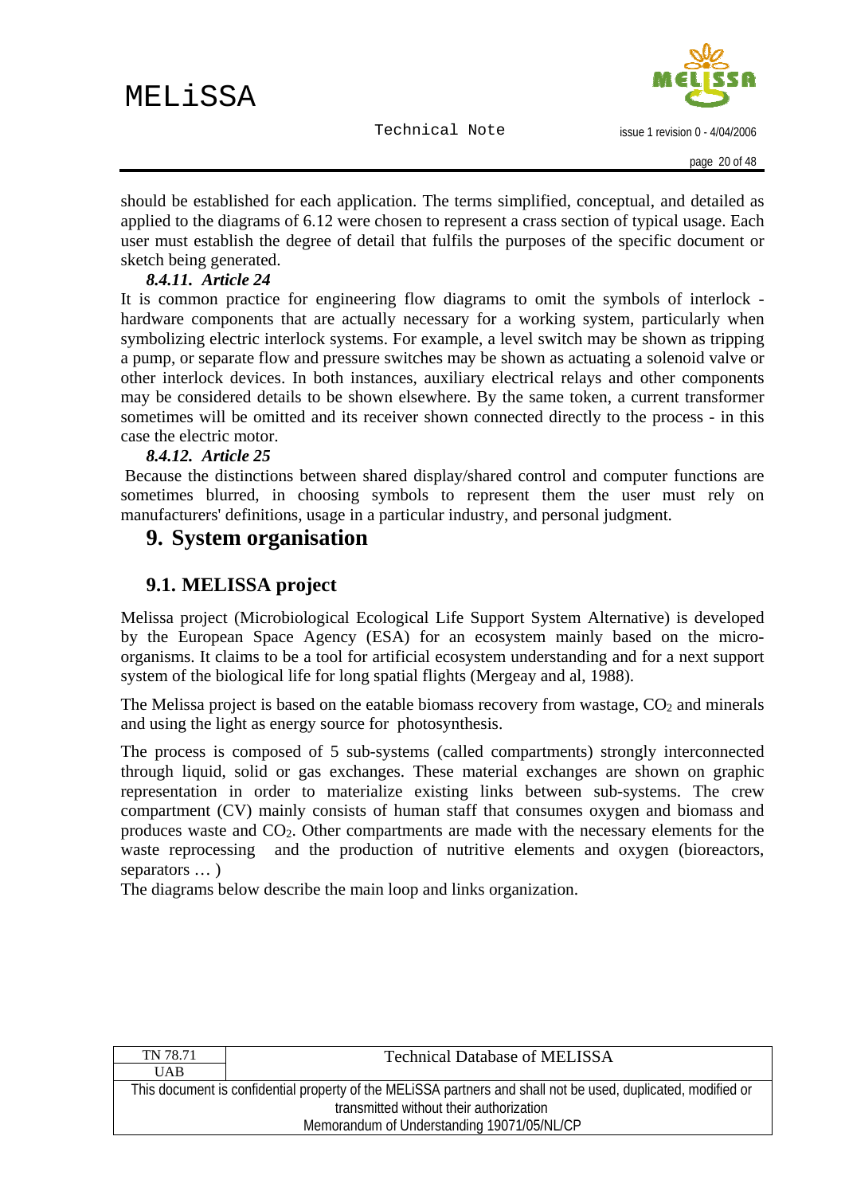should be established for each application. The terms simplified, conceptual, and detailed as applied to the diagrams of 6.12 were chosen to represent a crass section of typical usage. Each user must establish the degree of detail that fulfils the purposes of the specific document or sketch being generated.

#### *8.4.11. Article 24*

It is common practice for engineering flow diagrams to omit the symbols of interlock - hardware components that are actually necessary for a working system, particularly when symbolizing electric interlock systems. For example, a level switch may be shown as tripping a pump, or separate flow and pressure switches may be shown as actuating a solenoid valve or other interlock devices. In both instances, auxiliary electrical relays and other components may be considered details to be shown elsewhere. By the same token, a current transformer sometimes will be omitted and its receiver shown connected directly to the process - in this case the electric motor.

#### *8.4.12. Article 25*

Because the distinctions between shared display/shared control and computer functions are sometimes blurred, in choosing symbols to represent them the user must rely on manufacturers' definitions, usage in a particular industry, and personal judgment.

# 9. System organisation

## 9.1. MELISSA project

Melissa project (Microbiological Ecological Life Support System Alternative) is developed by the European Space Agency (ESA) for an ecosystem mainly based on the micro-organisms. It claims to be a tool for artificial ecosystem understanding and for a next support system of the biological life for long spatial flights (Mergeay and al, 1988).

The Melissa project is based on the eatable biomass recovery from wastage, $CO_2$ and minerals and using the light as energy source for photosynthesis.

The process is composed of 5 sub-systems (called compartments) strongly interconnected through liquid, solid or gas exchanges. These material exchanges are shown on graphic representation in order to materialize existing links between sub-systems. The crew compartment (CV) mainly consists of human staff that consumes oxygen and biomass and produces waste and $CO_2$. Other compartments are made with the necessary elements for the waste reprocessing and the production of nutritive elements and oxygen (bioreactors, separators … )

The diagrams below describe the main loop and links organization.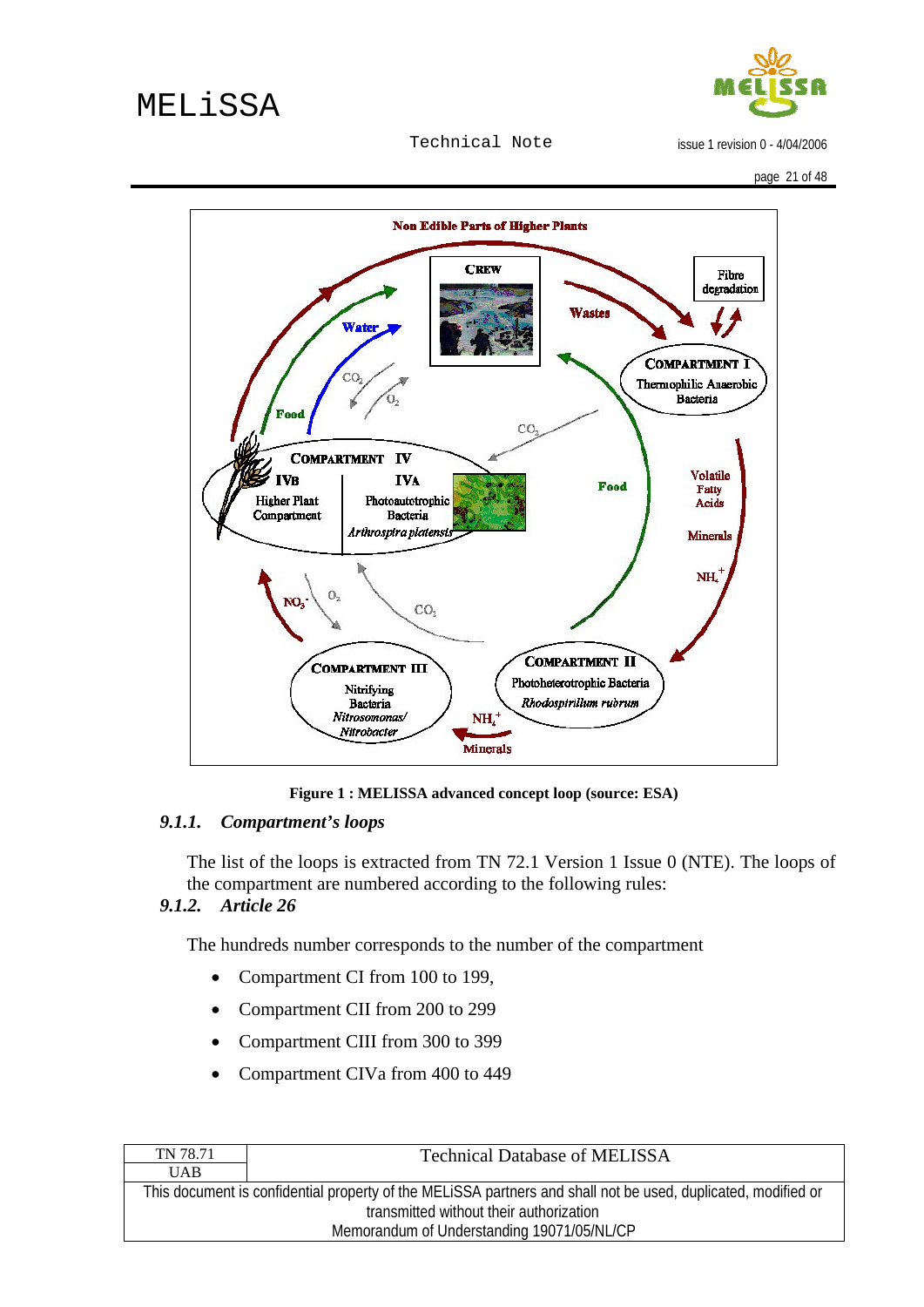Figure 1 : MELISSA advanced concept loop (source: ESA)

### 9.1.1. *Compartment's loops*

The list of the loops is extracted from TN 72.1 Version 1 Issue 0 (NTE). The loops of the compartment are numbered according to the following rules:

### 9.1.2. *Article 26*

The hundreds number corresponds to the number of the compartment

- Compartment CI from 100 to 199,
- Compartment CII from 200 to 299
- Compartment CIII from 300 to 399
- Compartment CIVa from 400 to 449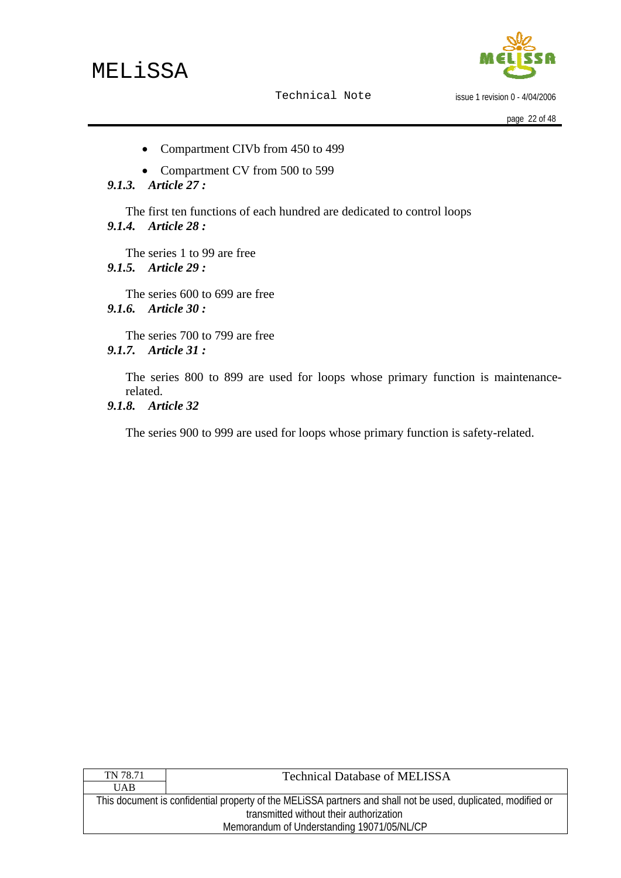- Compartment CIVb from 450 to 499
- Compartment CV from 500 to 599

### *9.1.3. Article 27 :*

The first ten functions of each hundred are dedicated to control loops

### *9.1.4. Article 28 :*

The series 1 to 99 are free

### *9.1.5. Article 29 :*

The series 600 to 699 are free

### *9.1.6. Article 30 :*

The series 700 to 799 are free

### *9.1.7. Article 31 :*

The series 800 to 899 are used for loops whose primary function is maintenance-related.

### *9.1.8. Article 32*

The series 900 to 999 are used for loops whose primary function is safety-related.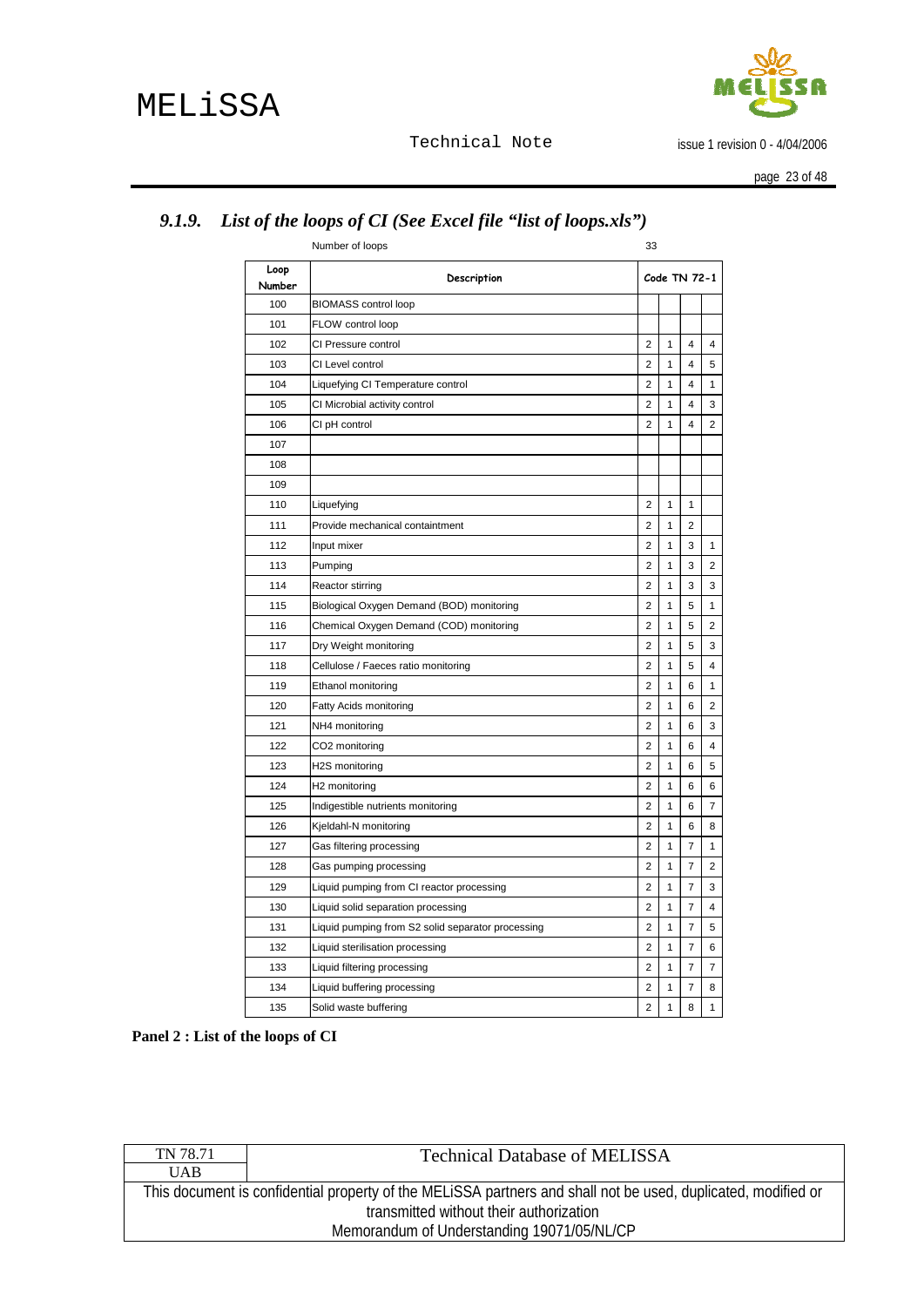### 9.1.9. *List of the loops of CI (See Excel file "list of loops.xls")*

Number of loops 33

| Loop Number | Description | Code TN 72-1 | | | |
|---|---|---|---|---|---|
| 100 | BIOMASS control loop | | | | |
| 101 | FLOW control loop | | | | |
| 102 | CI Pressure control | 2 | 1 | 4 | 4 |
| 103 | CI Level control | 2 | 1 | 4 | 5 |
| 104 | Liquefying CI Temperature control | 2 | 1 | 4 | 1 |
| 105 | CI Microbial activity control | 2 | 1 | 4 | 3 |
| 106 | CI pH control | 2 | 1 | 4 | 2 |
| 107 | | | | | |
| 108 | | | | | |
| 109 | | | | | |
| 110 | Liquefying | 2 | 1 | 1 | |
| 111 | Provide mechanical containtment | 2 | 1 | 2 | |
| 112 | Input mixer | 2 | 1 | 3 | 1 |
| 113 | Pumping | 2 | 1 | 3 | 2 |
| 114 | Reactor stirring | 2 | 1 | 3 | 3 |
| 115 | Biological Oxygen Demand (BOD) monitoring | 2 | 1 | 5 | 1 |
| 116 | Chemical Oxygen Demand (COD) monitoring | 2 | 1 | 5 | 2 |
| 117 | Dry Weight monitoring | 2 | 1 | 5 | 3 |
| 118 | Cellulose / Faeces ratio monitoring | 2 | 1 | 5 | 4 |
| 119 | Ethanol monitoring | 2 | 1 | 6 | 1 |
| 120 | Fatty Acids monitoring | 2 | 1 | 6 | 2 |
| 121 | NH4 monitoring | 2 | 1 | 6 | 3 |
| 122 | CO2 monitoring | 2 | 1 | 6 | 4 |
| 123 | H2S monitoring | 2 | 1 | 6 | 5 |
| 124 | H2 monitoring | 2 | 1 | 6 | 6 |
| 125 | Indigestible nutrients monitoring | 2 | 1 | 6 | 7 |
| 126 | Kjeldahl-N monitoring | 2 | 1 | 6 | 8 |
| 127 | Gas filtering processing | 2 | 1 | 7 | 1 |
| 128 | Gas pumping processing | 2 | 1 | 7 | 2 |
| 129 | Liquid pumping from CI reactor processing | 2 | 1 | 7 | 3 |
| 130 | Liquid solid separation processing | 2 | 1 | 7 | 4 |
| 131 | Liquid pumping from S2 solid separator processing | 2 | 1 | 7 | 5 |
| 132 | Liquid sterilisation processing | 2 | 1 | 7 | 6 |
| 133 | Liquid filtering processing | 2 | 1 | 7 | 7 |
| 134 | Liquid buffering processing | 2 | 1 | 7 | 8 |
| 135 | Solid waste buffering | 2 | 1 | 8 | 1 |

**Panel 2 : List of the loops of CI**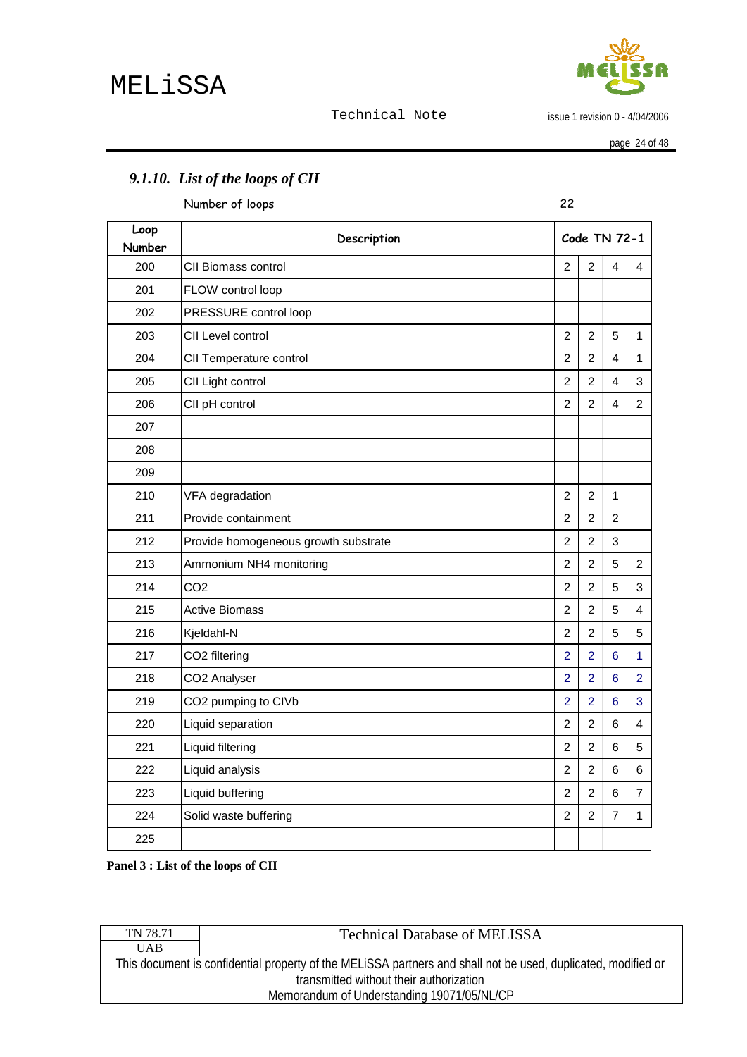### 9.1.10. List of the loops of CII

Number of loops 22

| Loop Number | Description | Code TN 72-1 | | | |
|---|---|---|---|---|---|
| 200 | CII Biomass control | 2 | 2 | 4 | 4 |
| 201 | FLOW control loop | | | | |
| 202 | PRESSURE control loop | | | | |
| 203 | CII Level control | 2 | 2 | 5 | 1 |
| 204 | CII Temperature control | 2 | 2 | 4 | 1 |
| 205 | CII Light control | 2 | 2 | 4 | 3 |
| 206 | CII pH control | 2 | 2 | 4 | 2 |
| 207 | | | | | |
| 208 | | | | | |
| 209 | | | | | |
| 210 | VFA degradation | 2 | 2 | 1 | |
| 211 | Provide containment | 2 | 2 | 2 | |
| 212 | Provide homogeneous growth substrate | 2 | 2 | 3 | |
| 213 | Ammonium NH4 monitoring | 2 | 2 | 5 | 2 |
| 214 | CO2 | 2 | 2 | 5 | 3 |
| 215 | Active Biomass | 2 | 2 | 5 | 4 |
| 216 | Kjeldahl-N | 2 | 2 | 5 | 5 |
| 217 | CO2 filtering | 2 | 2 | 6 | 1 |
| 218 | CO2 Analyser | 2 | 2 | 6 | 2 |
| 219 | CO2 pumping to CIVb | 2 | 2 | 6 | 3 |
| 220 | Liquid separation | 2 | 2 | 6 | 4 |
| 221 | Liquid filtering | 2 | 2 | 6 | 5 |
| 222 | Liquid analysis | 2 | 2 | 6 | 6 |
| 223 | Liquid buffering | 2 | 2 | 6 | 7 |
| 224 | Solid waste buffering | 2 | 2 | 7 | 1 |
| 225 | | | | | |

**Panel 3 : List of the loops of CII**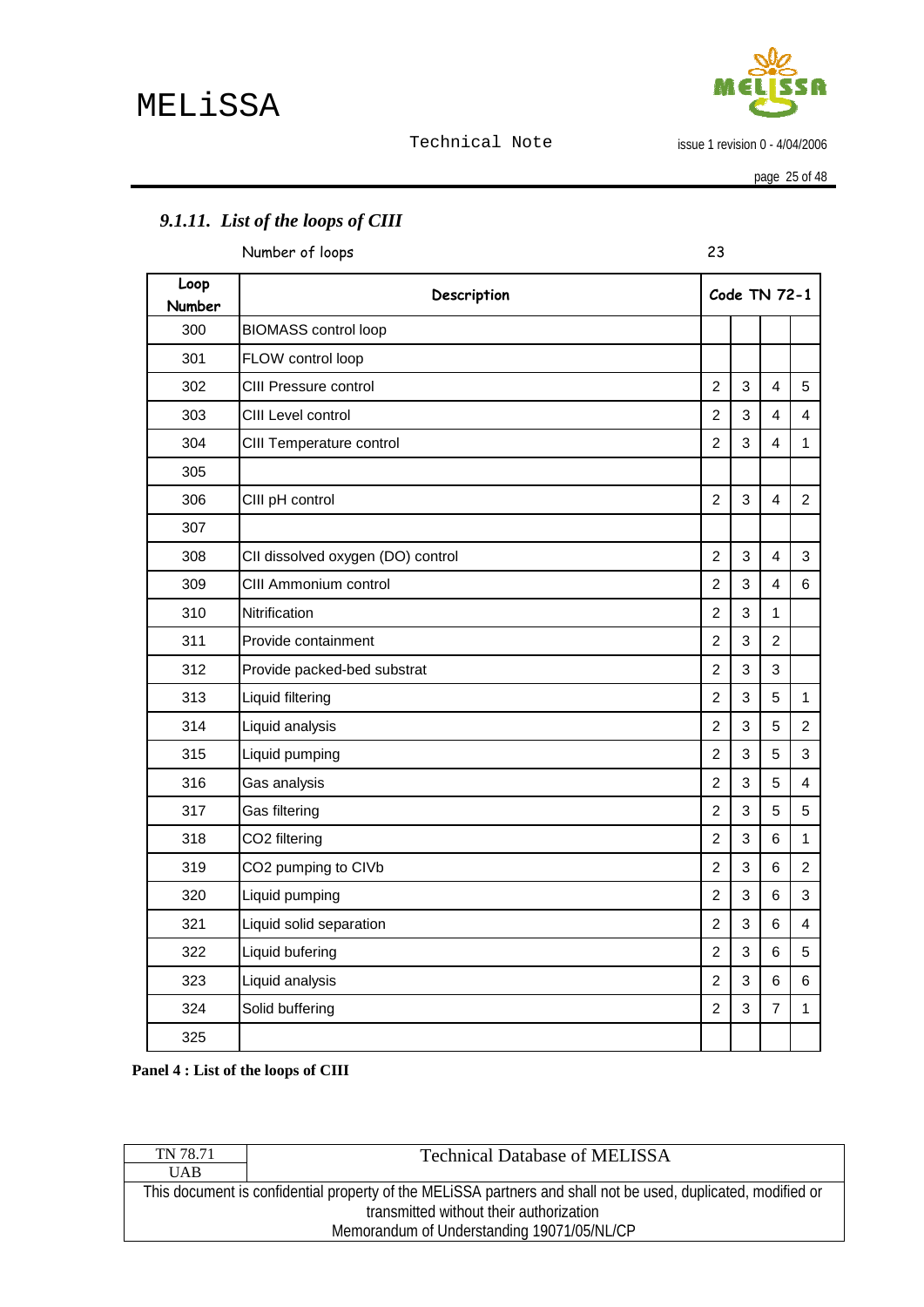### 9.1.11. *List of the loops of CIII*

Number of loops 23

| Loop Number | Description | Code TN 72-1 | | | |
|---|---|---|---|---|---|
| 300 | BIOMASS control loop | | | | |
| 301 | FLOW control loop | | | | |
| 302 | CIII Pressure control | 2 | 3 | 4 | 5 |
| 303 | CIII Level control | 2 | 3 | 4 | 4 |
| 304 | CIII Temperature control | 2 | 3 | 4 | 1 |
| 305 | | | | | |
| 306 | CIII pH control | 2 | 3 | 4 | 2 |
| 307 | | | | | |
| 308 | CII dissolved oxygen (DO) control | 2 | 3 | 4 | 3 |
| 309 | CIII Ammonium control | 2 | 3 | 4 | 6 |
| 310 | Nitrification | 2 | 3 | 1 | |
| 311 | Provide containment | 2 | 3 | 2 | |
| 312 | Provide packed-bed substrat | 2 | 3 | 3 | |
| 313 | Liquid filtering | 2 | 3 | 5 | 1 |
| 314 | Liquid analysis | 2 | 3 | 5 | 2 |
| 315 | Liquid pumping | 2 | 3 | 5 | 3 |
| 316 | Gas analysis | 2 | 3 | 5 | 4 |
| 317 | Gas filtering | 2 | 3 | 5 | 5 |
| 318 | CO2 filtering | 2 | 3 | 6 | 1 |
| 319 | CO2 pumping to CIVb | 2 | 3 | 6 | 2 |
| 320 | Liquid pumping | 2 | 3 | 6 | 3 |
| 321 | Liquid solid separation | 2 | 3 | 6 | 4 |
| 322 | Liquid bufering | 2 | 3 | 6 | 5 |
| 323 | Liquid analysis | 2 | 3 | 6 | 6 |
| 324 | Solid buffering | 2 | 3 | 7 | 1 |
| 325 | | | | | |

**Panel 4 : List of the loops of CIII**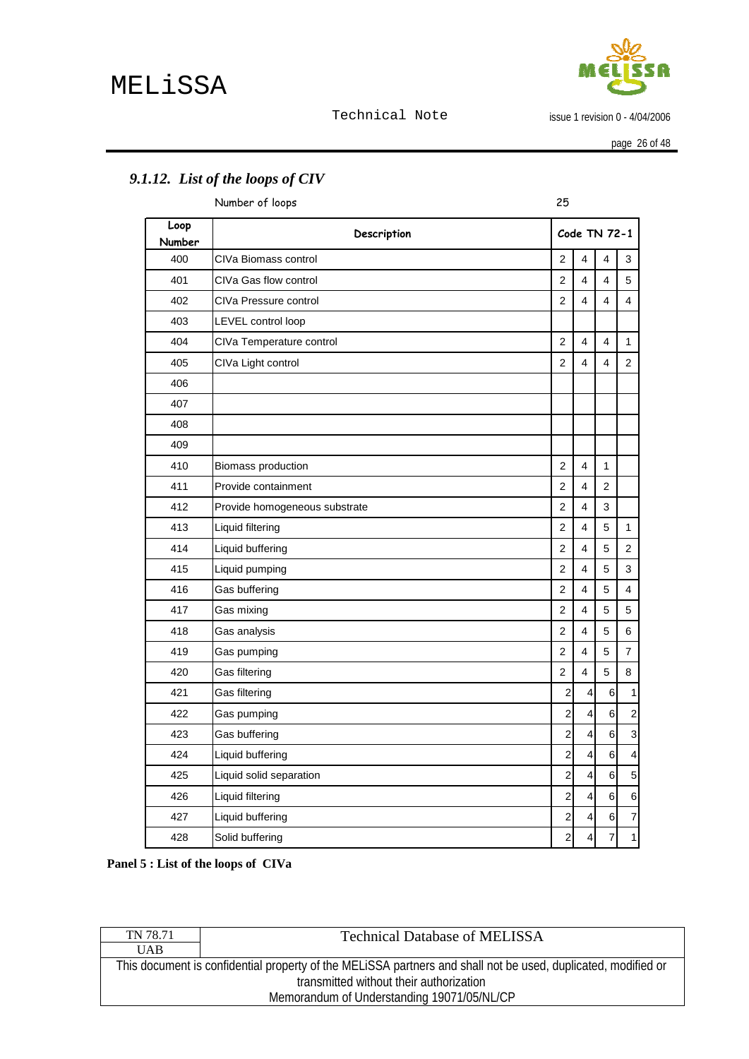### *9.1.12. List of the loops of CIV*

Number of loops 25

| Loop Number | Description | Code TN 72-1 | | | |
|---|---|---|---|---|---|
| 400 | CIVa Biomass control | 2 | 4 | 4 | 3 |
| 401 | CIVa Gas flow control | 2 | 4 | 4 | 5 |
| 402 | CIVa Pressure control | 2 | 4 | 4 | 4 |
| 403 | LEVEL control loop | | | | |
| 404 | CIVa Temperature control | 2 | 4 | 4 | 1 |
| 405 | CIVa Light control | 2 | 4 | 4 | 2 |
| 406 | | | | | |
| 407 | | | | | |
| 408 | | | | | |
| 409 | | | | | |
| 410 | Biomass production | 2 | 4 | 1 | |
| 411 | Provide containment | 2 | 4 | 2 | |
| 412 | Provide homogeneous substrate | 2 | 4 | 3 | |
| 413 | Liquid filtering | 2 | 4 | 5 | 1 |
| 414 | Liquid buffering | 2 | 4 | 5 | 2 |
| 415 | Liquid pumping | 2 | 4 | 5 | 3 |
| 416 | Gas buffering | 2 | 4 | 5 | 4 |
| 417 | Gas mixing | 2 | 4 | 5 | 5 |
| 418 | Gas analysis | 2 | 4 | 5 | 6 |
| 419 | Gas pumping | 2 | 4 | 5 | 7 |
| 420 | Gas filtering | 2 | 4 | 5 | 8 |
| 421 | Gas filtering | 2 | 4 | 6 | 1 |
| 422 | Gas pumping | 2 | 4 | 6 | 2 |
| 423 | Gas buffering | 2 | 4 | 6 | 3 |
| 424 | Liquid buffering | 2 | 4 | 6 | 4 |
| 425 | Liquid solid separation | 2 | 4 | 6 | 5 |
| 426 | Liquid filtering | 2 | 4 | 6 | 6 |
| 427 | Liquid buffering | 2 | 4 | 6 | 7 |
| 428 | Solid buffering | 2 | 4 | 7 | 1 |

**Panel 5 : List of the loops of CIVa**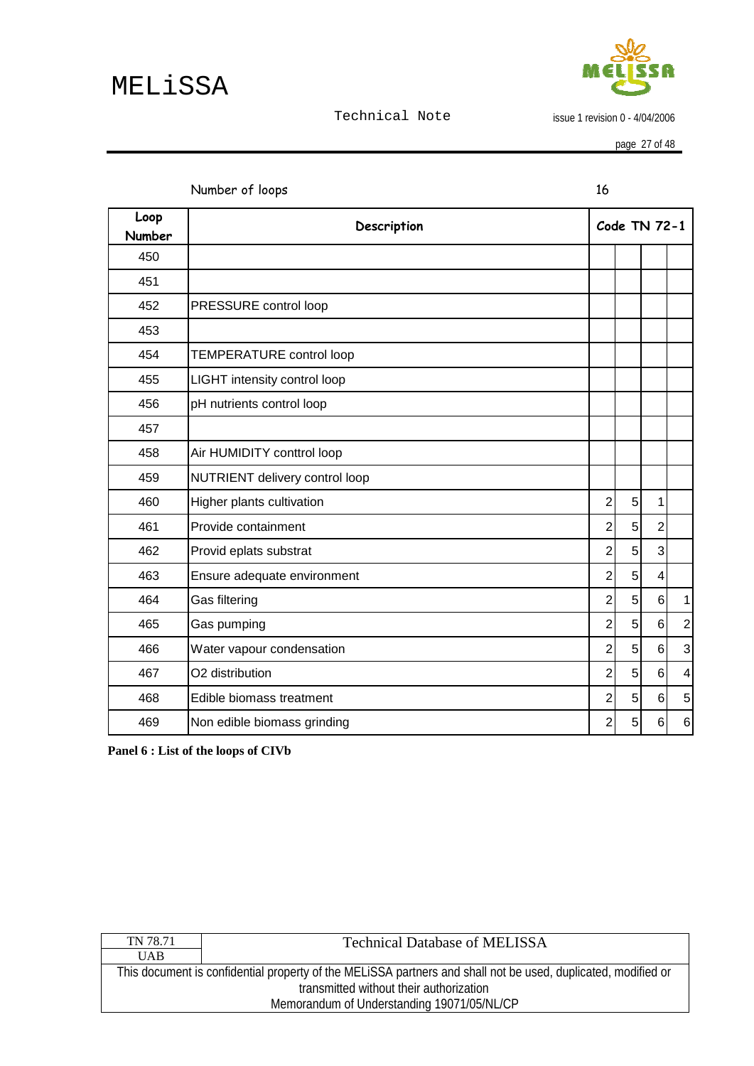Number of loops 16

| Loop Number | Description | Code TN 72-1 | | | |
|---|---|---|---|---|---|
| 450 | | | | | |
| 451 | | | | | |
| 452 | PRESSURE control loop | | | | |
| 453 | | | | | |
| 454 | TEMPERATURE control loop | | | | |
| 455 | LIGHT intensity control loop | | | | |
| 456 | pH nutrients control loop | | | | |
| 457 | | | | | |
| 458 | Air HUMIDITY conttrol loop | | | | |
| 459 | NUTRIENT delivery control loop | | | | |
| 460 | Higher plants cultivation | 2 | 5 | 1 | |
| 461 | Provide containment | 2 | 5 | 2 | |
| 462 | Provid eplats substrat | 2 | 5 | 3 | |
| 463 | Ensure adequate environment | 2 | 5 | 4 | |
| 464 | Gas filtering | 2 | 5 | 6 | 1 |
| 465 | Gas pumping | 2 | 5 | 6 | 2 |
| 466 | Water vapour condensation | 2 | 5 | 6 | 3 |
| 467 | O2 distribution | 2 | 5 | 6 | 4 |
| 468 | Edible biomass treatment | 2 | 5 | 6 | 5 |
| 469 | Non edible biomass grinding | 2 | 5 | 6 | 6 |

**Panel 6 : List of the loops of CIVb**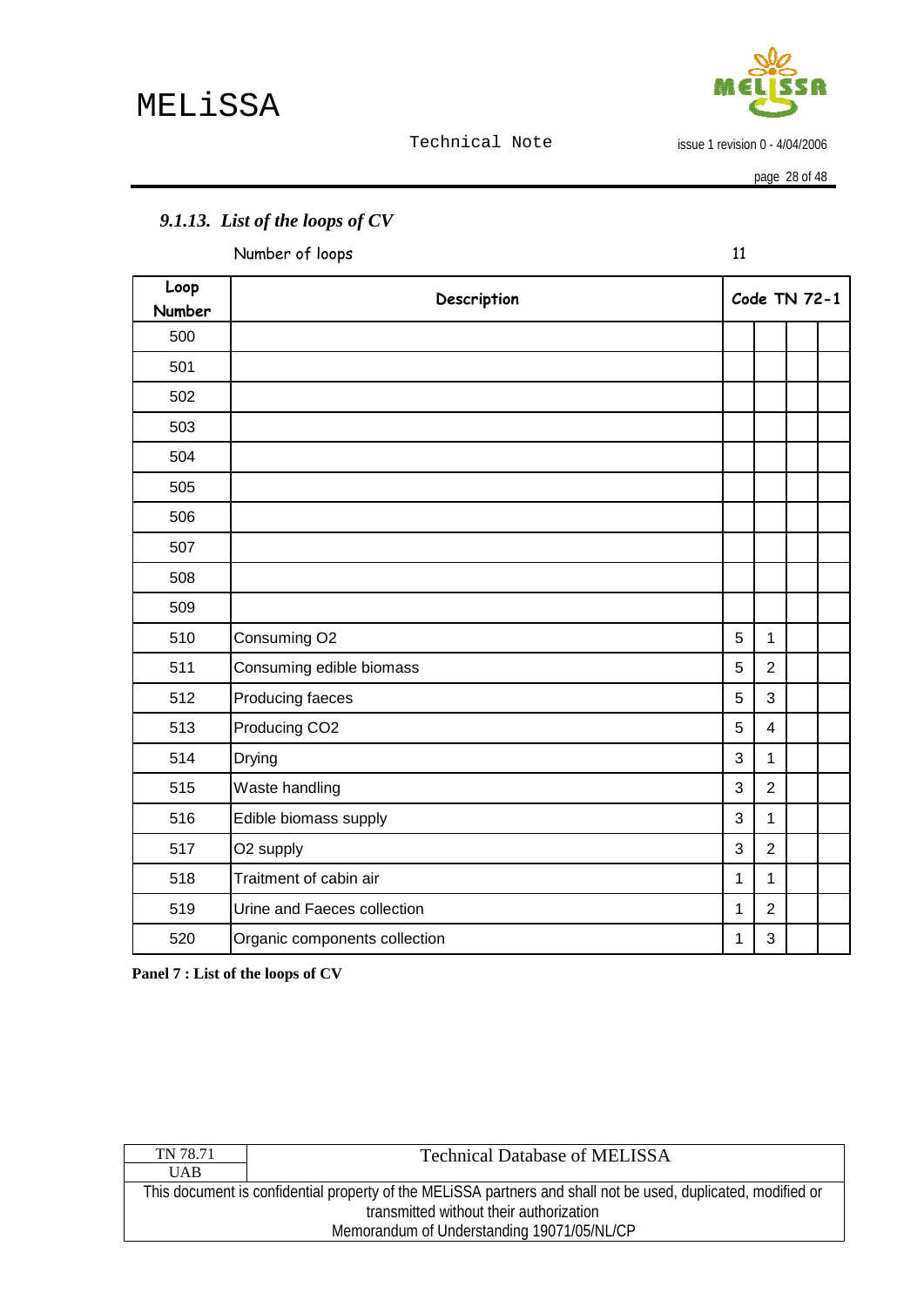### 9.1.13. *List of the loops of CV*

Number of loops 11

| Loop Number | Description | Code TN 72-1 | | | |
|---|---|---|---|---|---|
| 500 | | | | | |
| 501 | | | | | |
| 502 | | | | | |
| 503 | | | | | |
| 504 | | | | | |
| 505 | | | | | |
| 506 | | | | | |
| 507 | | | | | |
| 508 | | | | | |
| 509 | | | | | |
| 510 | Consuming O2 | 5 | 1 | | |
| 511 | Consuming edible biomass | 5 | 2 | | |
| 512 | Producing faeces | 5 | 3 | | |
| 513 | Producing CO2 | 5 | 4 | | |
| 514 | Drying | 3 | 1 | | |
| 515 | Waste handling | 3 | 2 | | |
| 516 | Edible biomass supply | 3 | 1 | | |
| 517 | O2 supply | 3 | 2 | | |
| 518 | Traitment of cabin air | 1 | 1 | | |
| 519 | Urine and Faeces collection | 1 | 2 | | |
| 520 | Organic components collection | 1 | 3 | | |

**Panel 7 : List of the loops of CV**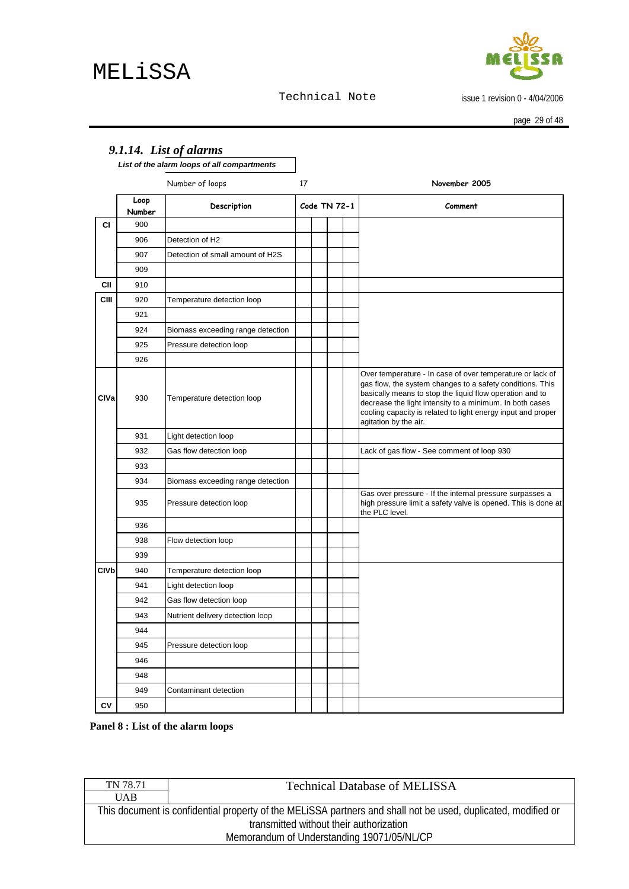### 9.1.14. List of alarms

*List of the alarm loops of all compartments*

| | Number of loops | 17 | | | | | November 2005 |
|---|---|---|---|---|---|---|---|
| | Loop Number | Description | Code TN 72-1 | | | | Comment |
| CI | 900 | | | | | | |
| | 906 | Detection of H2 | | | | | |
| | 907 | Detection of small amount of H2S | | | | | |
| | 909 | | | | | | |
| CII | 910 | | | | | | |
| CIII | 920 | Temperature detection loop | | | | | |
| | 921 | | | | | | |
| | 924 | Biomass exceeding range detection | | | | | |
| | 925 | Pressure detection loop | | | | | |
| | 926 | | | | | | |
| CIVa | 930 | Temperature detection loop | | | | | Over temperature - In case of over temperature or lack of gas flow, the system changes to a safety conditions. This basically means to stop the liquid flow operation and to decrease the light intensity to a minimum. In both cases cooling capacity is related to light energy input and proper agitation by the air. |
| | 931 | Light detection loop | | | | | |
| | 932 | Gas flow detection loop | | | | | Lack of gas flow - See comment of loop 930 |
| | 933 | | | | | | |
| | 934 | Biomass exceeding range detection | | | | | |
| | 935 | Pressure detection loop | | | | | Gas over pressure - If the internal pressure surpasses a high pressure limit a safety valve is opened. This is done at the PLC level. |
| | 936 | | | | | | |
| | 938 | Flow detection loop | | | | | |
| | 939 | | | | | | |
| CIVb | 940 | Temperature detection loop | | | | | |
| | 941 | Light detection loop | | | | | |
| | 942 | Gas flow detection loop | | | | | |
| | 943 | Nutrient delivery detection loop | | | | | |
| | 944 | | | | | | |
| | 945 | Pressure detection loop | | | | | |
| | 946 | | | | | | |
| | 948 | | | | | | |
| | 949 | Contaminant detection | | | | | |
| CV | 950 | | | | | | |

**Panel 8 : List of the alarm loops**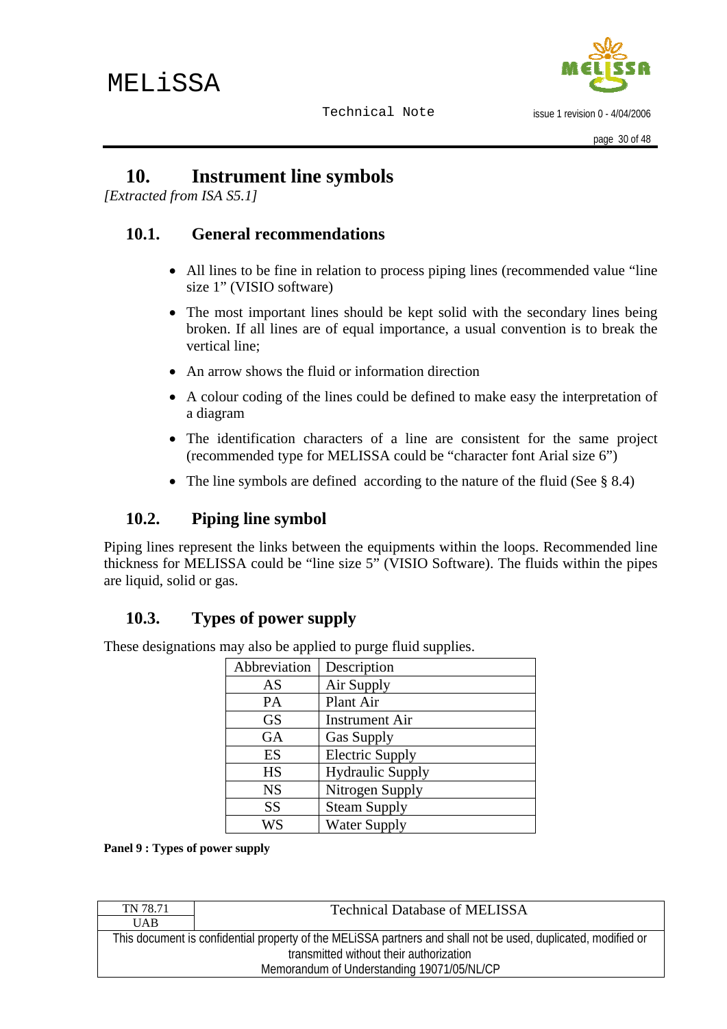# 10. Instrument line symbols

*[Extracted from ISA S5.1]*

## 10.1. General recommendations

- All lines to be fine in relation to process piping lines (recommended value "line size 1" (VISIO software)
- The most important lines should be kept solid with the secondary lines being broken. If all lines are of equal importance, a usual convention is to break the vertical line;
- An arrow shows the fluid or information direction
- A colour coding of the lines could be defined to make easy the interpretation of a diagram
- The identification characters of a line are consistent for the same project (recommended type for MELISSA could be "character font Arial size 6")
- The line symbols are defined according to the nature of the fluid (See § 8.4)

## 10.2. Piping line symbol

Piping lines represent the links between the equipments within the loops. Recommended line thickness for MELISSA could be "line size 5" (VISIO Software). The fluids within the pipes are liquid, solid or gas.

## 10.3. Types of power supply

These designations may also be applied to purge fluid supplies.

| Abbreviation | Description |
|---|---|
| AS | Air Supply |
| PA | Plant Air |
| GS | Instrument Air |
| GA | Gas Supply |
| ES | Electric Supply |
| HS | Hydraulic Supply |
| NS | Nitrogen Supply |
| SS | Steam Supply |
| WS | Water Supply |

**Panel 9 : Types of power supply**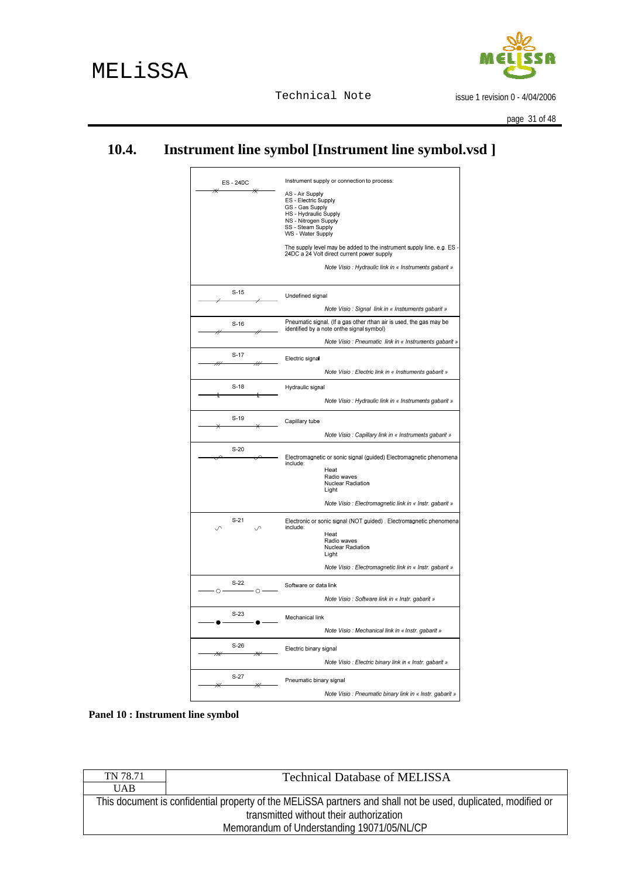## 10.4. Instrument line symbol [Instrument line symbol.vsd ]

| Symbol | Description |
|---|---|
| ES - 24DC | Instrument supply or connection to process:<br>AS - Air Supply<br>ES - Electric Supply<br>GS - Gas Supply<br>HS - Hydraulic Supply<br>NS - Nitrogen Supply<br>SS - Steam Supply<br>WS - Water Supply<br>The supply level may be added to the instrument supply line, e.g. ES - 24DC a 24 Volt direct current power supply<br>*Note Visio : Hydraulic link in « Instruments gabarit »* |
| S-15 | Undefined signal<br>*Note Visio : Signal link in « Instruments gabarit »* |
| S-16 | Pneumatic signal. (If a gas other rthan air is used, the gas may be identified by a note onthe signal symbol)<br>*Note Visio : Pneumatic link in « Instruments gabarit »* |
| S-17 | Electric signal<br>*Note Visio : Electric link in « Insturments gabarit »* |
| S-18 | Hydraulic signal<br>*Note Visio : Hydraulic link in « Instruments gabarit »* |
| S-19 | Capillary tube<br>*Note Visio : Capillary link in « Instruments gabarit »* |
| S-20 | Electromagnetic or sonic signal (guided) Electromagnetic phenomena include:<br>Heat<br>Radio waves<br>Nuclear Radiation<br>Light<br>*Note Visio : Electromagnetic link in « Instr. gabarit »* |
| S-21 | Electronic or sonic signal (NOT guided) . Electromagnetic phenomena include:<br>Heat<br>Radio waves<br>Nuclear Radiation<br>Light<br>*Note Visio : Electromagnetic link in « Instr. gabarit »* |
| S-22 | Software or data link<br>*Note Visio : Software link in « Instr. gabarit »* |
| S-23 | Mechanical link<br>*Note Visio : Mechanical link in « Instr. gabarit »* |
| S-26 | Electric binary signal<br>*Note Visio : Electric binary link in « Instr. gabarit »* |
| S-27 | Pneumatic binary signal<br>*Note Visio : Pneumatic binary link in « Instr. gabarit »* |

**Panel 10 : Instrument line symbol**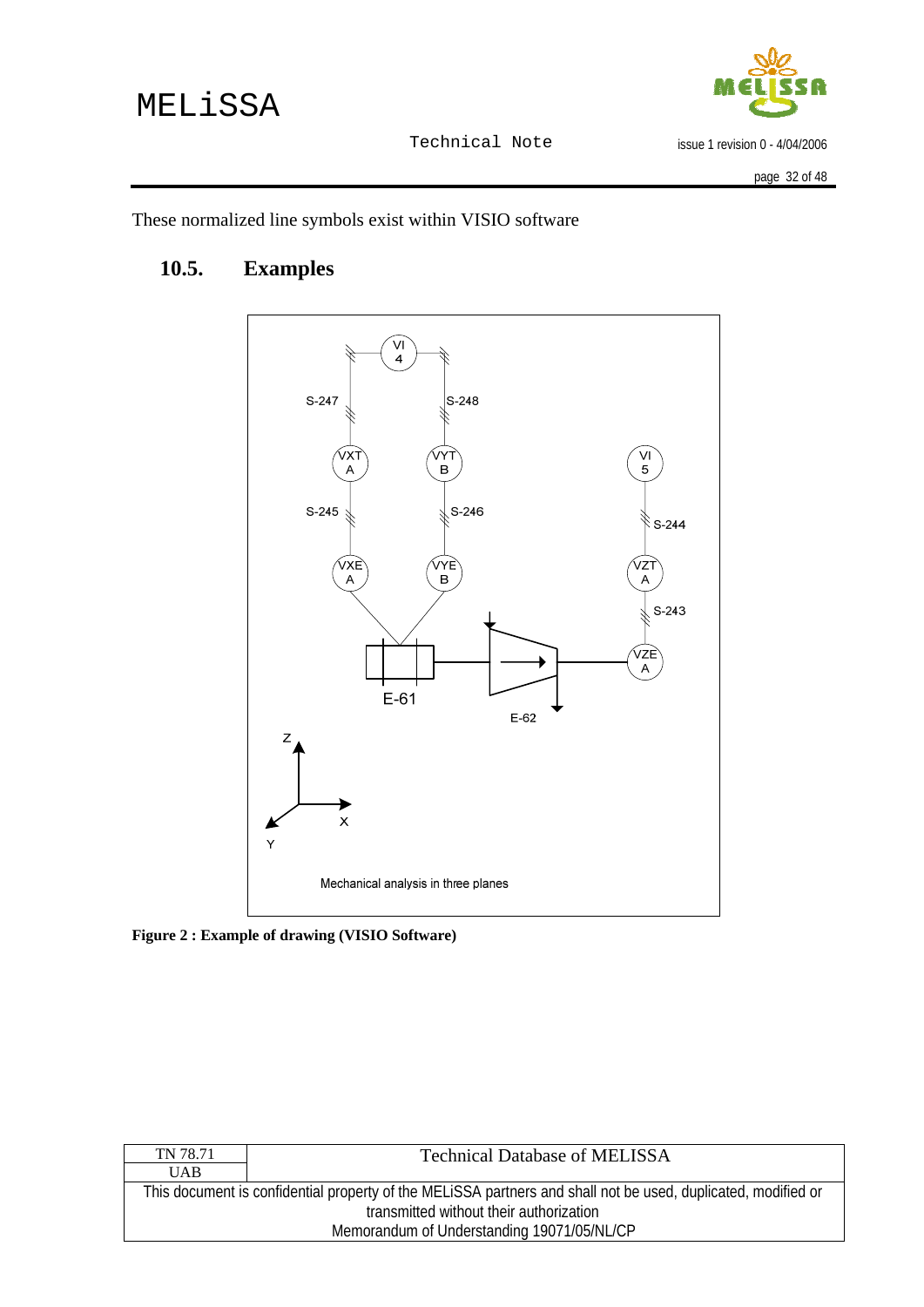These normalized line symbols exist within VISIO software

## 10.5. Examples

**Figure 2 : Example of drawing (VISIO Software)**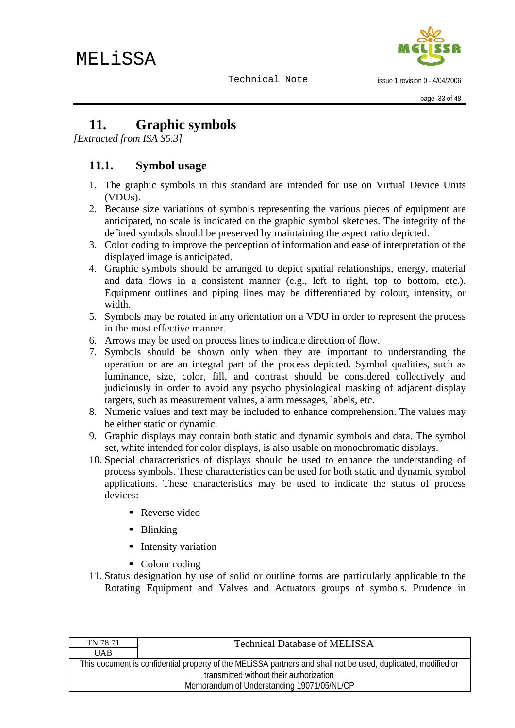# 11. Graphic symbols

*[Extracted from ISA S5.3]*

## 11.1. Symbol usage

1. The graphic symbols in this standard are intended for use on Virtual Device Units (VDUs).
2. Because size variations of symbols representing the various pieces of equipment are anticipated, no scale is indicated on the graphic symbol sketches. The integrity of the defined symbols should be preserved by maintaining the aspect ratio depicted.
3. Color coding to improve the perception of information and ease of interpretation of the displayed image is anticipated.
4. Graphic symbols should be arranged to depict spatial relationships, energy, material and data flows in a consistent manner (e.g., left to right, top to bottom, etc.). Equipment outlines and piping lines may be differentiated by colour, intensity, or width.
5. Symbols may be rotated in any orientation on a VDU in order to represent the process in the most effective manner.
6. Arrows may be used on process lines to indicate direction of flow.
7. Symbols should be shown only when they are important to understanding the operation or are an integral part of the process depicted. Symbol qualities, such as luminance, size, color, fill, and contrast should be considered collectively and judiciously in order to avoid any psycho physiological masking of adjacent display targets, such as measurement values, alarm messages, labels, etc.
8. Numeric values and text may be included to enhance comprehension. The values may be either static or dynamic.
9. Graphic displays may contain both static and dynamic symbols and data. The symbol set, white intended for color displays, is also usable on monochromatic displays.
10. Special characteristics of displays should be used to enhance the understanding of process symbols. These characteristics can be used for both static and dynamic symbol applications. These characteristics may be used to indicate the status of process devices:
    - Reverse video
    - Blinking
    - Intensity variation
    - Colour coding
11. Status designation by use of solid or outline forms are particularly applicable to the Rotating Equipment and Valves and Actuators groups of symbols. Prudence in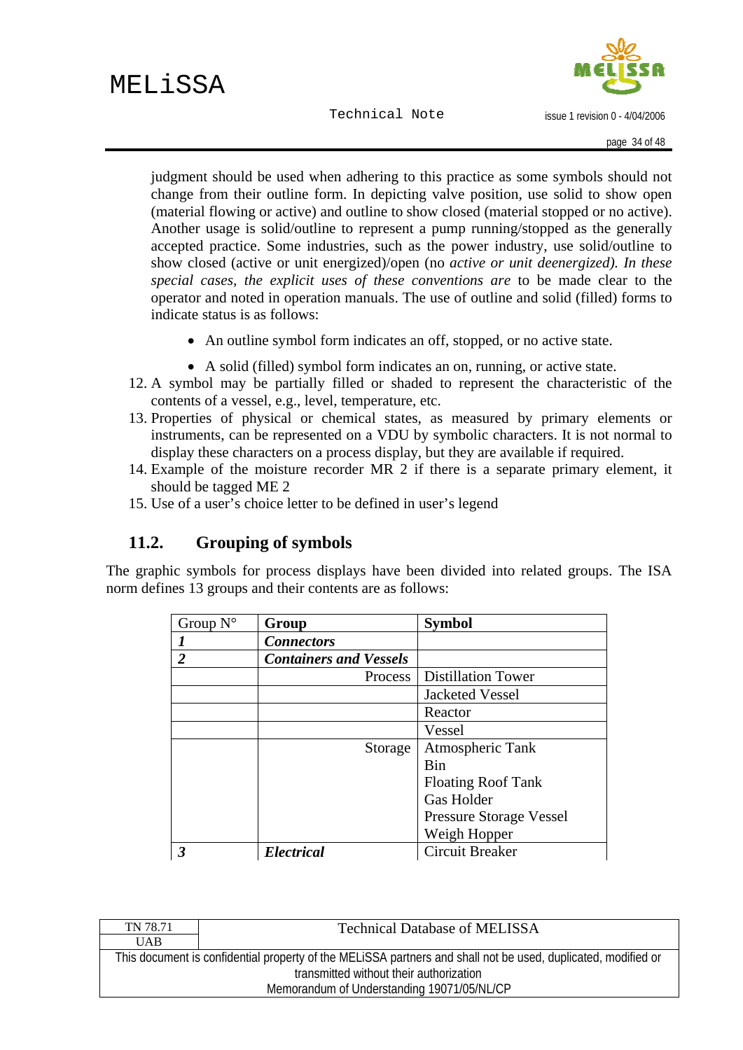judgment should be used when adhering to this practice as some symbols should not change from their outline form. In depicting valve position, use solid to show open (material flowing or active) and outline to show closed (material stopped or no active). Another usage is solid/outline to represent a pump running/stopped as the generally accepted practice. Some industries, such as the power industry, use solid/outline to show closed (active or unit energized)/open (no *active or unit deenergized). In these special cases, the explicit uses of these conventions are* to be made clear to the operator and noted in operation manuals. The use of outline and solid (filled) forms to indicate status is as follows:

- An outline symbol form indicates an off, stopped, or no active state.
- A solid (filled) symbol form indicates an on, running, or active state.

12. A symbol may be partially filled or shaded to represent the characteristic of the contents of a vessel, e.g., level, temperature, etc.
13. Properties of physical or chemical states, as measured by primary elements or instruments, can be represented on a VDU by symbolic characters. It is not normal to display these characters on a process display, but they are available if required.
14. Example of the moisture recorder MR 2 if there is a separate primary element, it should be tagged ME 2
15. Use of a user's choice letter to be defined in user's legend

## 11.2. Grouping of symbols

The graphic symbols for process displays have been divided into related groups. The ISA norm defines 13 groups and their contents are as follows:

| Group N° | Group | Symbol |
|---|---|---|
| ***1*** | ***Connectors*** | |
| ***2*** | ***Containers and Vessels*** | |
| | Process | Distillation Tower |
| | | Jacketed Vessel |
| | | Reactor |
| | | Vessel |
| | Storage | Atmospheric Tank<br>Bin<br>Floating Roof Tank<br>Gas Holder<br>Pressure Storage Vessel<br>Weigh Hopper |
| ***3*** | ***Electrical*** | Circuit Breaker |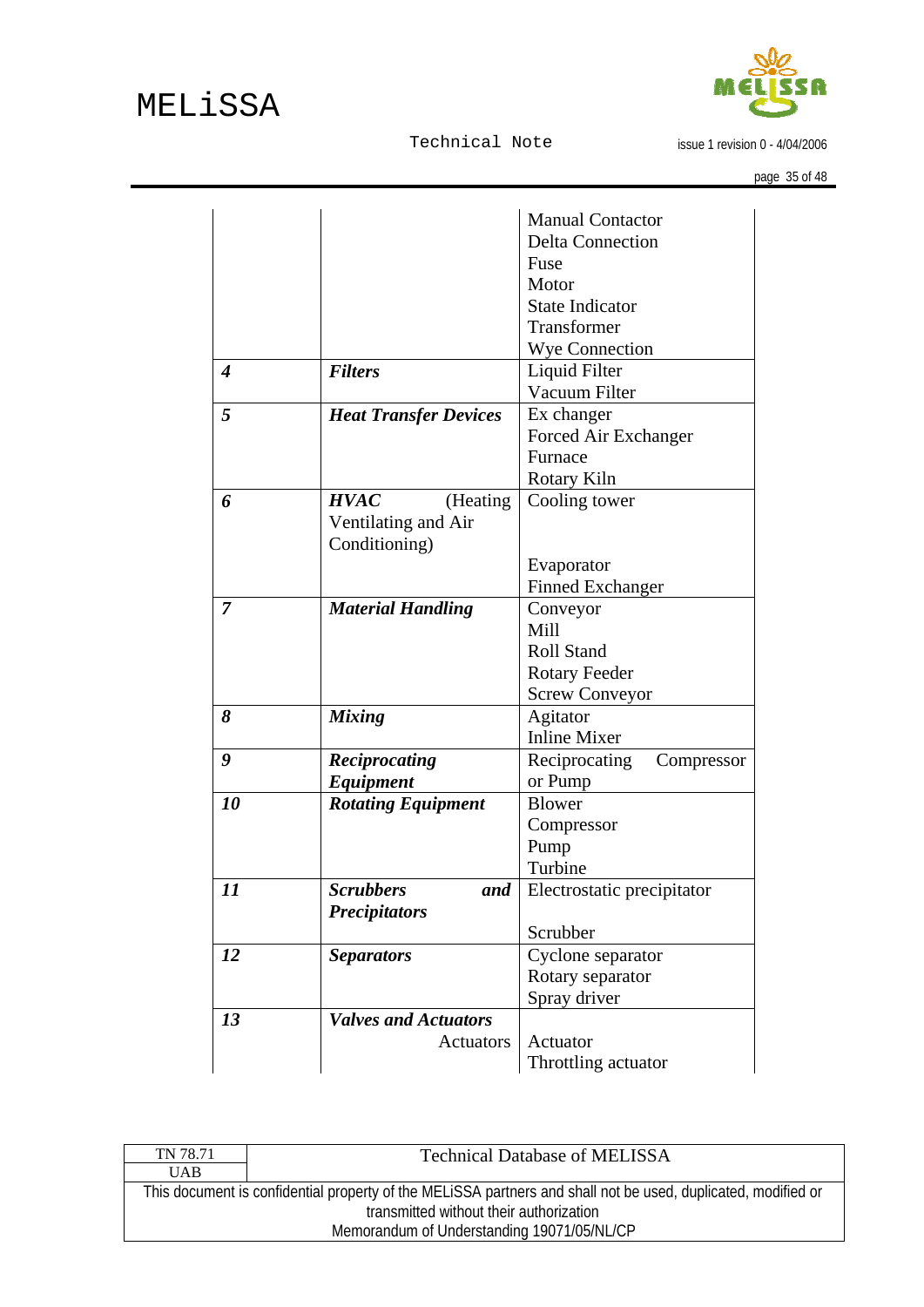| | | |
|---|---|---|
| | | Manual Contactor<br>Delta Connection<br>Fuse<br>Motor<br>State Indicator<br>Transformer<br>Wye Connection |
| ***4*** | ***Filters*** | Liquid Filter<br>Vacuum Filter |
| ***5*** | ***Heat Transfer Devices*** | Ex changer<br>Forced Air Exchanger<br>Furnace<br>Rotary Kiln |
| ***6*** | ***HVAC*** (Heating Ventilating and Air Conditioning) | Cooling tower<br><br>Evaporator<br>Finned Exchanger |
| ***7*** | ***Material Handling*** | Conveyor<br>Mill<br>Roll Stand<br>Rotary Feeder<br>Screw Conveyor |
| ***8*** | ***Mixing*** | Agitator<br>Inline Mixer |
| ***9*** | ***Reciprocating Equipment*** | Reciprocating Compressor or Pump |
| ***10*** | ***Rotating Equipment*** | Blower<br>Compressor<br>Pump<br>Turbine |
| ***11*** | ***Scrubbers and Precipitators*** | Electrostatic precipitator<br><br>Scrubber |
| ***12*** | ***Separators*** | Cyclone separator<br>Rotary separator<br>Spray driver |
| ***13*** | ***Valves and Actuators***<br>Actuators | <br>Actuator<br>Throttling actuator |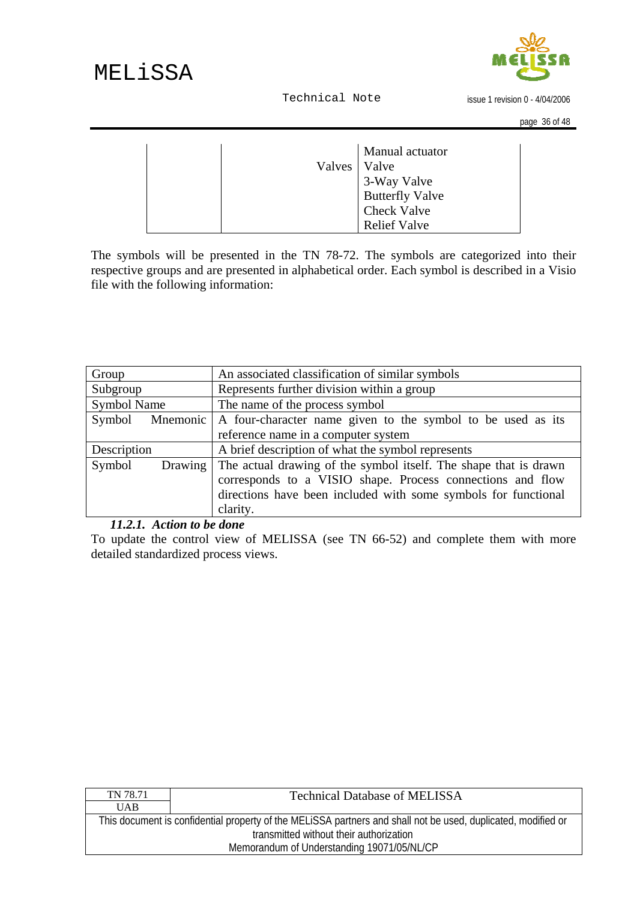| | | |
|---|---|---|
| | Valves | Manual actuator<br>Valve<br>3-Way Valve<br>Butterfly Valve<br>Check Valve<br>Relief Valve |

The symbols will be presented in the TN 78-72. The symbols are categorized into their respective groups and are presented in alphabetical order. Each symbol is described in a Visio file with the following information:

| | |
|---|---|
| Group | An associated classification of similar symbols |
| Subgroup | Represents further division within a group |
| Symbol Name | The name of the process symbol |
| Symbol Mnemonic | A four-character name given to the symbol to be used as its reference name in a computer system |
| Description | A brief description of what the symbol represents |
| Symbol Drawing | The actual drawing of the symbol itself. The shape that is drawn corresponds to a VISIO shape. Process connections and flow directions have been included with some symbols for functional clarity. |

#### *11.2.1. Action to be done*

To update the control view of MELISSA (see TN 66-52) and complete them with more detailed standardized process views.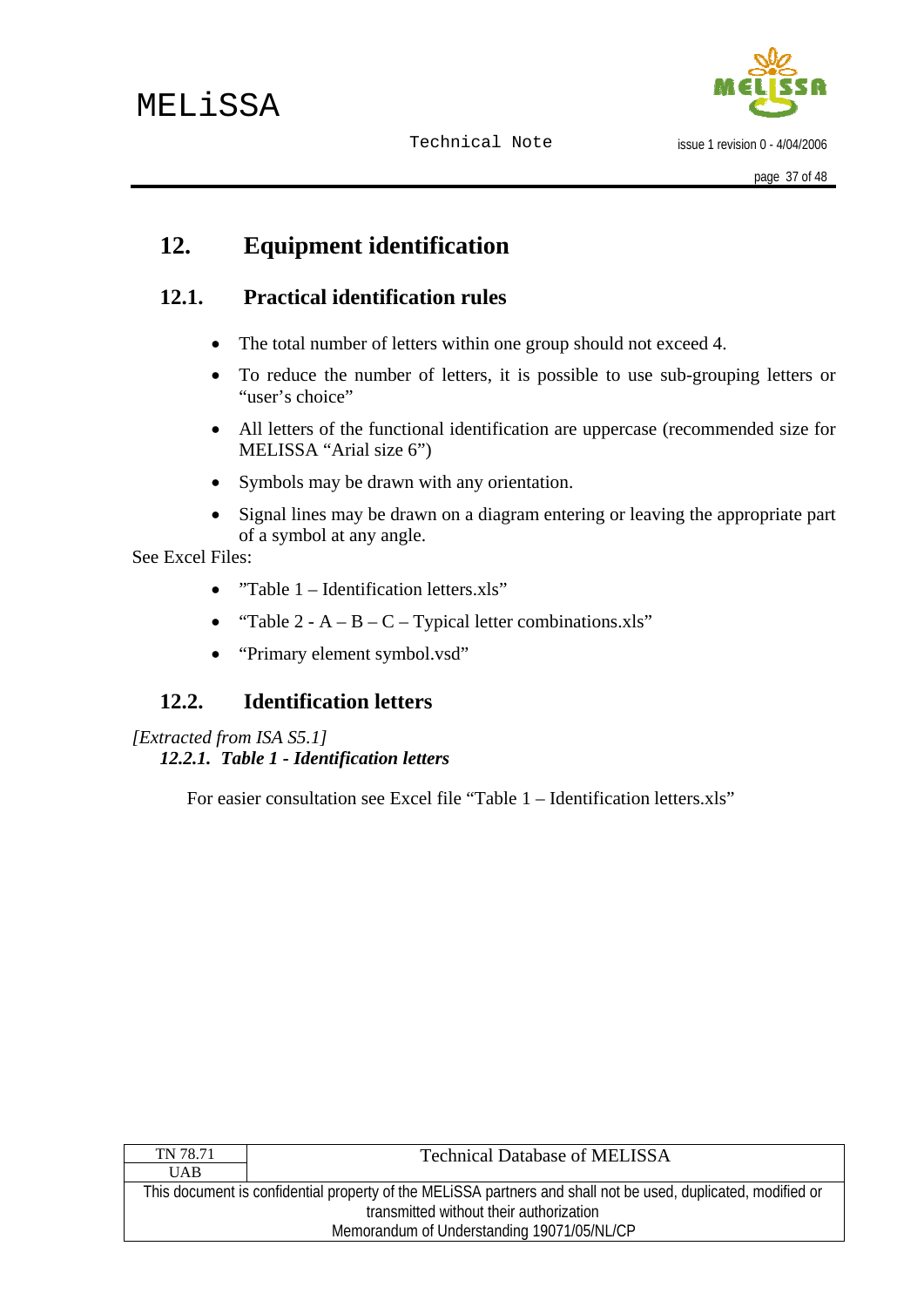# 12. Equipment identification

## 12.1. Practical identification rules

- The total number of letters within one group should not exceed 4.
- To reduce the number of letters, it is possible to use sub-grouping letters or "user's choice"
- All letters of the functional identification are uppercase (recommended size for MELISSA "Arial size 6")
- Symbols may be drawn with any orientation.
- Signal lines may be drawn on a diagram entering or leaving the appropriate part of a symbol at any angle.

See Excel Files:

- "Table 1 – Identification letters.xls"
- "Table 2 - A – B – C – Typical letter combinations.xls"
- "Primary element symbol.vsd"

## 12.2. Identification letters

*[Extracted from ISA S5.1]*

### *12.2.1. Table 1 - Identification letters*

For easier consultation see Excel file "Table 1 – Identification letters.xls"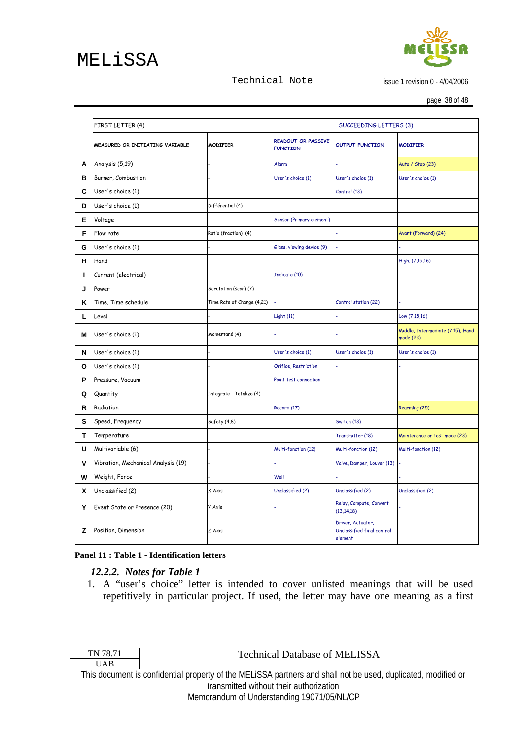| | FIRST LETTER (4) | | SUCCEEDING LETTERS (3) | | |
|---|---|---|---|---|---|
| | MEASURED OR INITIATING VARIABLE | MODIFIER | READOUT OR PASSIVE FUNCTION | OUTPUT FUNCTION | MODIFIER |
| **A** | Analysis (5,19) | - | Alarm | - | Auto / Stop (23) |
| **B** | Burner, Combustion | - | User's choice (1) | User's choice (1) | User's choice (1) |
| **C** | User's choice (1) | - | - | Control (13) | - |
| **D** | User's choice (1) | Différential (4) | - | - | - |
| **E** | Voltage | - | Sensor (Primary element) | - | - |
| **F** | Flow rate | Ratio (fraction) (4) | | - | Avant (Forward) (24) |
| **G** | User's choice (1) | - | Glass, viewing device (9) | - | - |
| **H** | Hand | - | - | - | High, (7,15,16) |
| **I** | Current (electrical) | - | Indicate (10) | - | - |
| **J** | Power | Scrutation (scan) (7) | - | - | - |
| **K** | Time, Time schedule | Time Rate of Change (4,21) | - | Control station (22) | - |
| **L** | Level | - | Light (11) | - | Low (7,15,16) |
| **M** | User's choice (1) | Momentané (4) | - | - | Middle, Intermediate (7,15), Hand mode (23) |
| **N** | User's choice (1) | - | User's choice (1) | User's choice (1) | User's choice (1) |
| **O** | User's choice (1) | - | Orifice, Restriction | - | - |
| **P** | Pressure, Vacuum | - | Point test connection | - | - |
| **Q** | Quantity | Integrate - Totalize (4) | - | - | - |
| **R** | Radiation | - | Record (17) | - | Rearming (25) |
| **S** | Speed, Frequency | Safety (4,8) | - | Switch (13) | - |
| **T** | Temperature | - | - | Transmitter (18) | Maintenance or test mode (23) |
| **U** | Multivariable (6) | - | Multi-fonction (12) | Multi-fonction (12) | Multi-fonction (12) |
| **V** | Vibration, Mechanical Analysis (19) | - | - | Valve, Damper, Louver (13) | - |
| **W** | Weight, Force | - | Well | - | - |
| **X** | Unclassified (2) | X Axis | Unclassified (2) | Unclassified (2) | Unclassified (2) |
| **Y** | Event State or Presence (20) | Y Axis | - | Relay, Compute, Convert (13,14,18) | - |
| **Z** | Position, Dimension | Z Axis | - | Driver, Actuator, Unclassified final control element | - |

**Panel 11 : Table 1 - Identification letters**

### *12.2.2. Notes for Table 1*

1. A "user's choice" letter is intended to cover unlisted meanings that will be used repetitively in particular project. If used, the letter may have one meaning as a first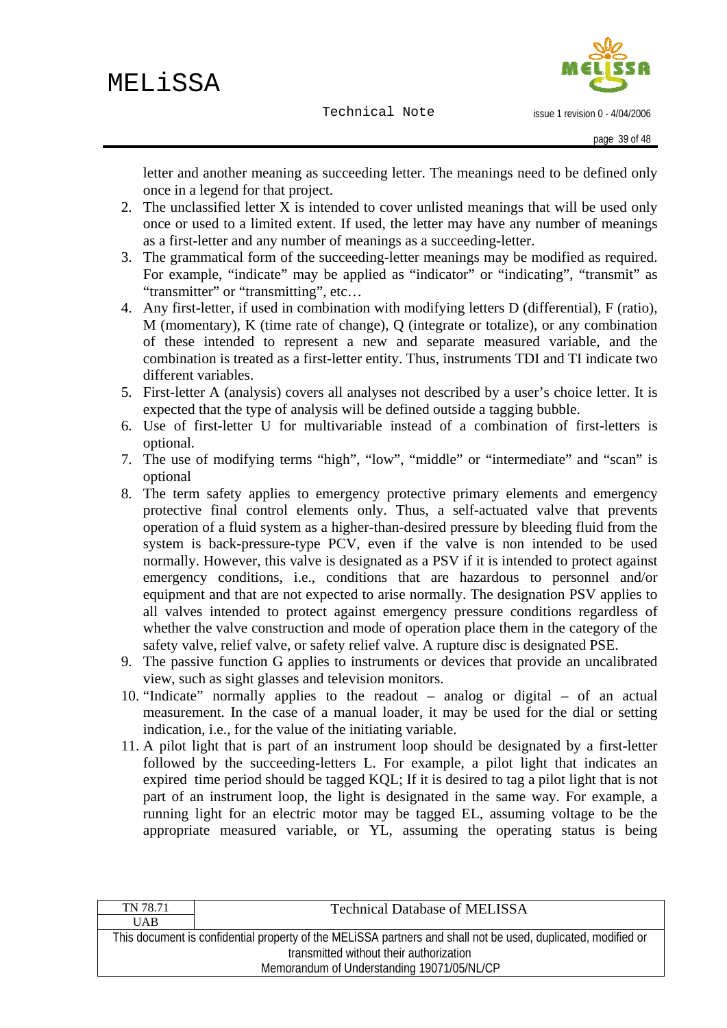letter and another meaning as succeeding letter. The meanings need to be defined only once in a legend for that project.

2. The unclassified letter X is intended to cover unlisted meanings that will be used only once or used to a limited extent. If used, the letter may have any number of meanings as a first-letter and any number of meanings as a succeeding-letter.
3. The grammatical form of the succeeding-letter meanings may be modified as required. For example, "indicate" may be applied as "indicator" or "indicating", "transmit" as "transmitter" or "transmitting", etc…
4. Any first-letter, if used in combination with modifying letters D (differential), F (ratio), M (momentary), K (time rate of change), Q (integrate or totalize), or any combination of these intended to represent a new and separate measured variable, and the combination is treated as a first-letter entity. Thus, instruments TDI and TI indicate two different variables.
5. First-letter A (analysis) covers all analyses not described by a user's choice letter. It is expected that the type of analysis will be defined outside a tagging bubble.
6. Use of first-letter U for multivariable instead of a combination of first-letters is optional.
7. The use of modifying terms "high", "low", "middle" or "intermediate" and "scan" is optional
8. The term safety applies to emergency protective primary elements and emergency protective final control elements only. Thus, a self-actuated valve that prevents operation of a fluid system as a higher-than-desired pressure by bleeding fluid from the system is back-pressure-type PCV, even if the valve is non intended to be used normally. However, this valve is designated as a PSV if it is intended to protect against emergency conditions, i.e., conditions that are hazardous to personnel and/or equipment and that are not expected to arise normally. The designation PSV applies to all valves intended to protect against emergency pressure conditions regardless of whether the valve construction and mode of operation place them in the category of the safety valve, relief valve, or safety relief valve. A rupture disc is designated PSE.
9. The passive function G applies to instruments or devices that provide an uncalibrated view, such as sight glasses and television monitors.
10. "Indicate" normally applies to the readout – analog or digital – of an actual measurement. In the case of a manual loader, it may be used for the dial or setting indication, i.e., for the value of the initiating variable.
11. A pilot light that is part of an instrument loop should be designated by a first-letter followed by the succeeding-letters L. For example, a pilot light that indicates an expired time period should be tagged KQL; If it is desired to tag a pilot light that is not part of an instrument loop, the light is designated in the same way. For example, a running light for an electric motor may be tagged EL, assuming voltage to be the appropriate measured variable, or YL, assuming the operating status is being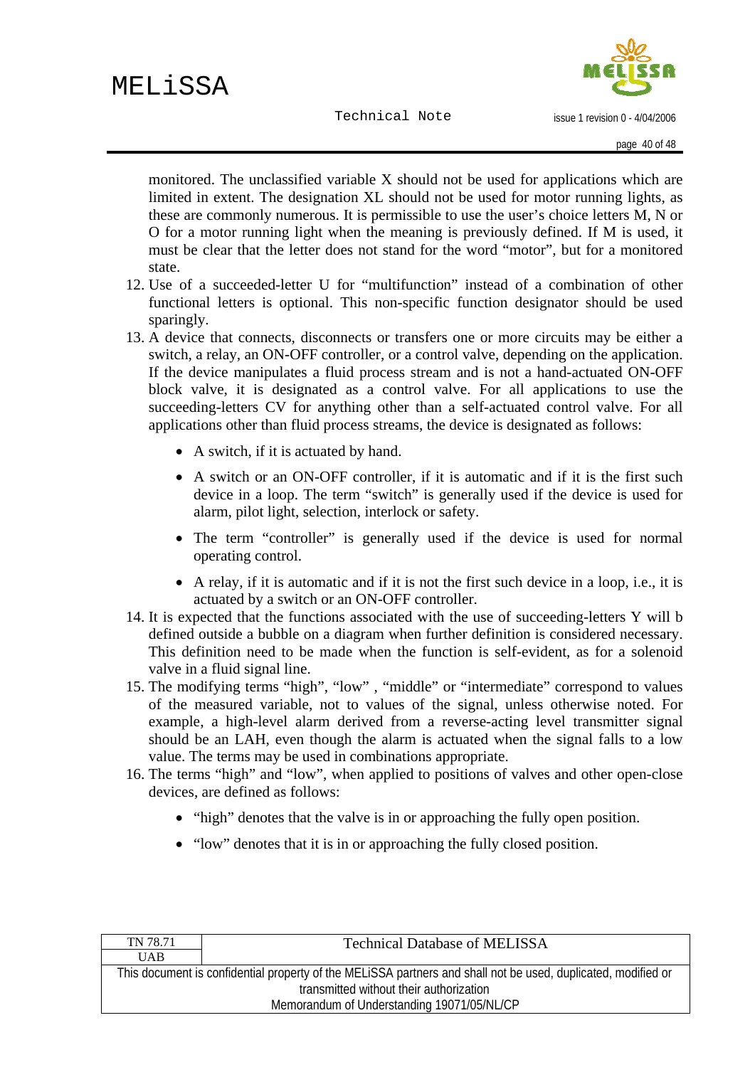monitored. The unclassified variable X should not be used for applications which are limited in extent. The designation XL should not be used for motor running lights, as these are commonly numerous. It is permissible to use the user's choice letters M, N or O for a motor running light when the meaning is previously defined. If M is used, it must be clear that the letter does not stand for the word "motor", but for a monitored state.

12. Use of a succeeded-letter U for "multifunction" instead of a combination of other functional letters is optional. This non-specific function designator should be used sparingly.
13. A device that connects, disconnects or transfers one or more circuits may be either a switch, a relay, an ON-OFF controller, or a control valve, depending on the application. If the device manipulates a fluid process stream and is not a hand-actuated ON-OFF block valve, it is designated as a control valve. For all applications to use the succeeding-letters CV for anything other than a self-actuated control valve. For all applications other than fluid process streams, the device is designated as follows:
    - A switch, if it is actuated by hand.
    - A switch or an ON-OFF controller, if it is automatic and if it is the first such device in a loop. The term "switch" is generally used if the device is used for alarm, pilot light, selection, interlock or safety.
    - The term "controller" is generally used if the device is used for normal operating control.
    - A relay, if it is automatic and if it is not the first such device in a loop, i.e., it is actuated by a switch or an ON-OFF controller.
14. It is expected that the functions associated with the use of succeeding-letters Y will b defined outside a bubble on a diagram when further definition is considered necessary. This definition need to be made when the function is self-evident, as for a solenoid valve in a fluid signal line.
15. The modifying terms "high", "low" , "middle" or "intermediate" correspond to values of the measured variable, not to values of the signal, unless otherwise noted. For example, a high-level alarm derived from a reverse-acting level transmitter signal should be an LAH, even though the alarm is actuated when the signal falls to a low value. The terms may be used in combinations appropriate.
16. The terms "high" and "low", when applied to positions of valves and other open-close devices, are defined as follows:
    - "high" denotes that the valve is in or approaching the fully open position.
    - "low" denotes that it is in or approaching the fully closed position.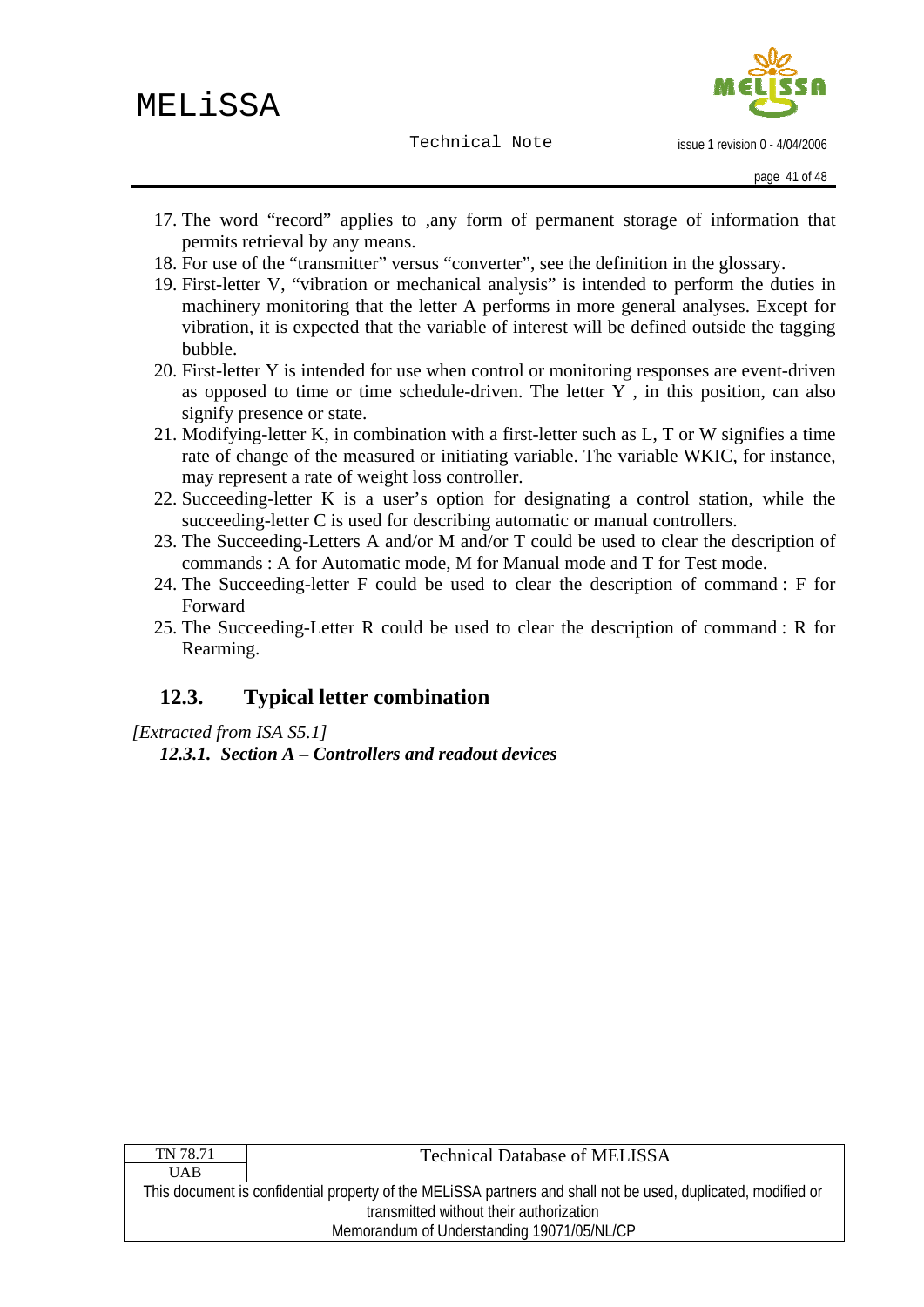17. The word “record” applies to ,any form of permanent storage of information that permits retrieval by any means.
18. For use of the “transmitter” versus “converter”, see the definition in the glossary.
19. First-letter V, “vibration or mechanical analysis” is intended to perform the duties in machinery monitoring that the letter A performs in more general analyses. Except for vibration, it is expected that the variable of interest will be defined outside the tagging bubble.
20. First-letter Y is intended for use when control or monitoring responses are event-driven as opposed to time or time schedule-driven. The letter Y , in this position, can also signify presence or state.
21. Modifying-letter K, in combination with a first-letter such as L, T or W signifies a time rate of change of the measured or initiating variable. The variable WKIC, for instance, may represent a rate of weight loss controller.
22. Succeeding-letter K is a user’s option for designating a control station, while the succeeding-letter C is used for describing automatic or manual controllers.
23. The Succeeding-Letters A and/or M and/or T could be used to clear the description of commands : A for Automatic mode, M for Manual mode and T for Test mode.
24. The Succeeding-letter F could be used to clear the description of command : F for Forward
25. The Succeeding-Letter R could be used to clear the description of command : R for Rearming.

## 12.3. Typical letter combination

*[Extracted from ISA S5.1]*

### *12.3.1. Section A – Controllers and readout devices*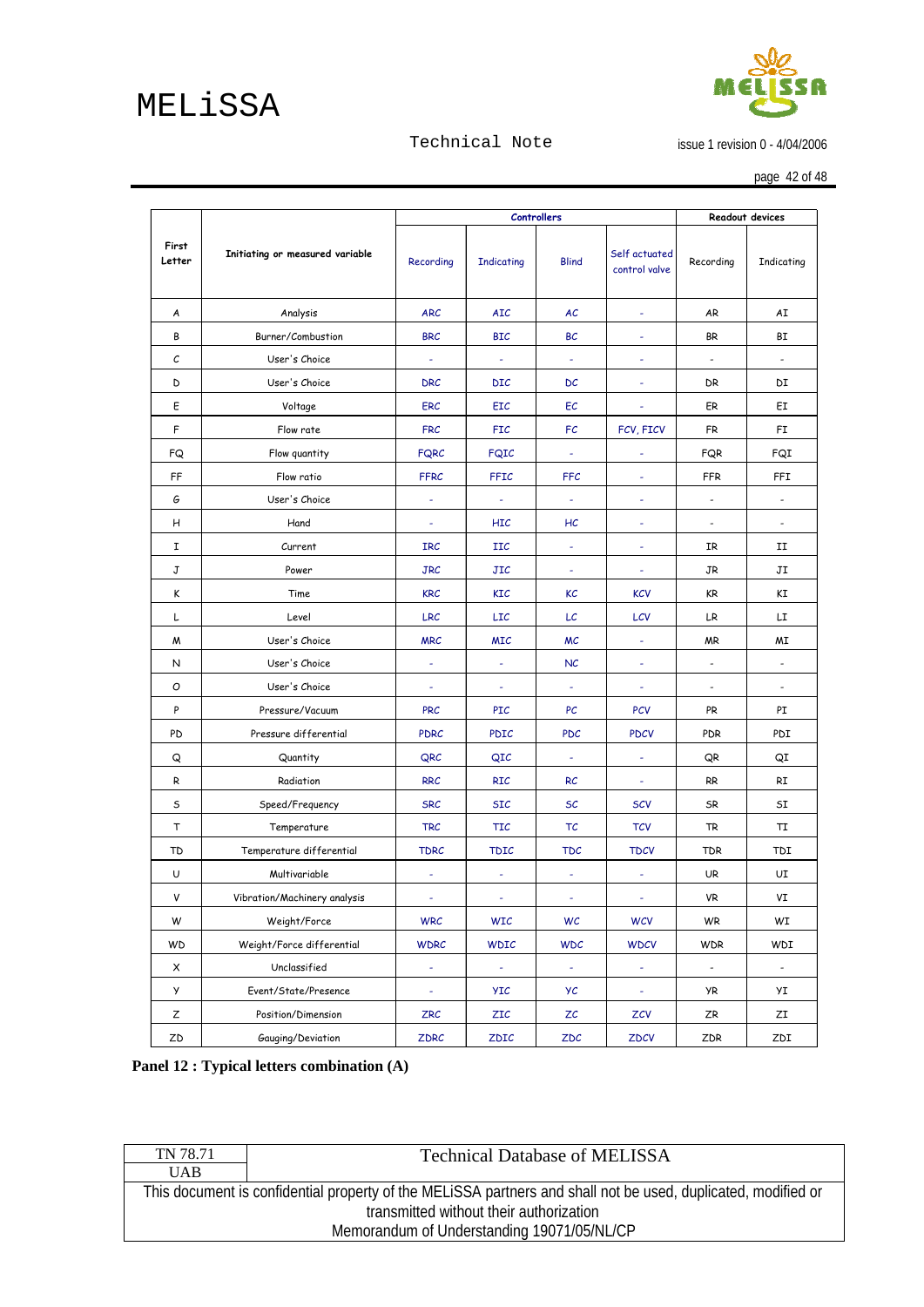| First Letter | Initiating or measured variable | Controllers | | | | Readout devices | |
|---|---|---|---|---|---|---|---|
| | | Recording | Indicating | Blind | Self actuated control valve | Recording | Indicating |
| A | Analysis | ARC | AIC | AC | - | AR | AI |
| B | Burner/Combustion | BRC | BIC | BC | - | BR | BI |
| C | User's Choice | - | - | - | - | - | - |
| D | User's Choice | DRC | DIC | DC | - | DR | DI |
| E | Voltage | ERC | EIC | EC | - | ER | EI |
| F | Flow rate | FRC | FIC | FC | FCV, FICV | FR | FI |
| FQ | Flow quantity | FQRC | FQIC | - | - | FQR | FQI |
| FF | Flow ratio | FFRC | FFIC | FFC | - | FFR | FFI |
| G | User's Choice | - | - | - | - | - | - |
| H | Hand | - | HIC | HC | - | - | - |
| I | Current | IRC | IIC | - | - | IR | II |
| J | Power | JRC | JIC | - | - | JR | JI |
| K | Time | KRC | KIC | KC | KCV | KR | KI |
| L | Level | LRC | LIC | LC | LCV | LR | LI |
| M | User's Choice | MRC | MIC | MC | - | MR | MI |
| N | User's Choice | - | - | NC | - | - | - |
| O | User's Choice | - | - | - | - | - | - |
| P | Pressure/Vacuum | PRC | PIC | PC | PCV | PR | PI |
| PD | Pressure differential | PDRC | PDIC | PDC | PDCV | PDR | PDI |
| Q | Quantity | QRC | QIC | - | - | QR | QI |
| R | Radiation | RRC | RIC | RC | - | RR | RI |
| S | Speed/Frequency | SRC | SIC | SC | SCV | SR | SI |
| T | Temperature | TRC | TIC | TC | TCV | TR | TI |
| TD | Temperature differential | TDRC | TDIC | TDC | TDCV | TDR | TDI |
| U | Multivariable | - | - | - | - | UR | UI |
| V | Vibration/Machinery analysis | - | - | - | - | VR | VI |
| W | Weight/Force | WRC | WIC | WC | WCV | WR | WI |
| WD | Weight/Force differential | WDRC | WDIC | WDC | WDCV | WDR | WDI |
| X | Unclassified | - | - | - | - | - | - |
| Y | Event/State/Presence | - | YIC | YC | - | YR | YI |
| Z | Position/Dimension | ZRC | ZIC | ZC | ZCV | ZR | ZI |
| ZD | Gauging/Deviation | ZDRC | ZDIC | ZDC | ZDCV | ZDR | ZDI |

**Panel 12 : Typical letters combination (A)**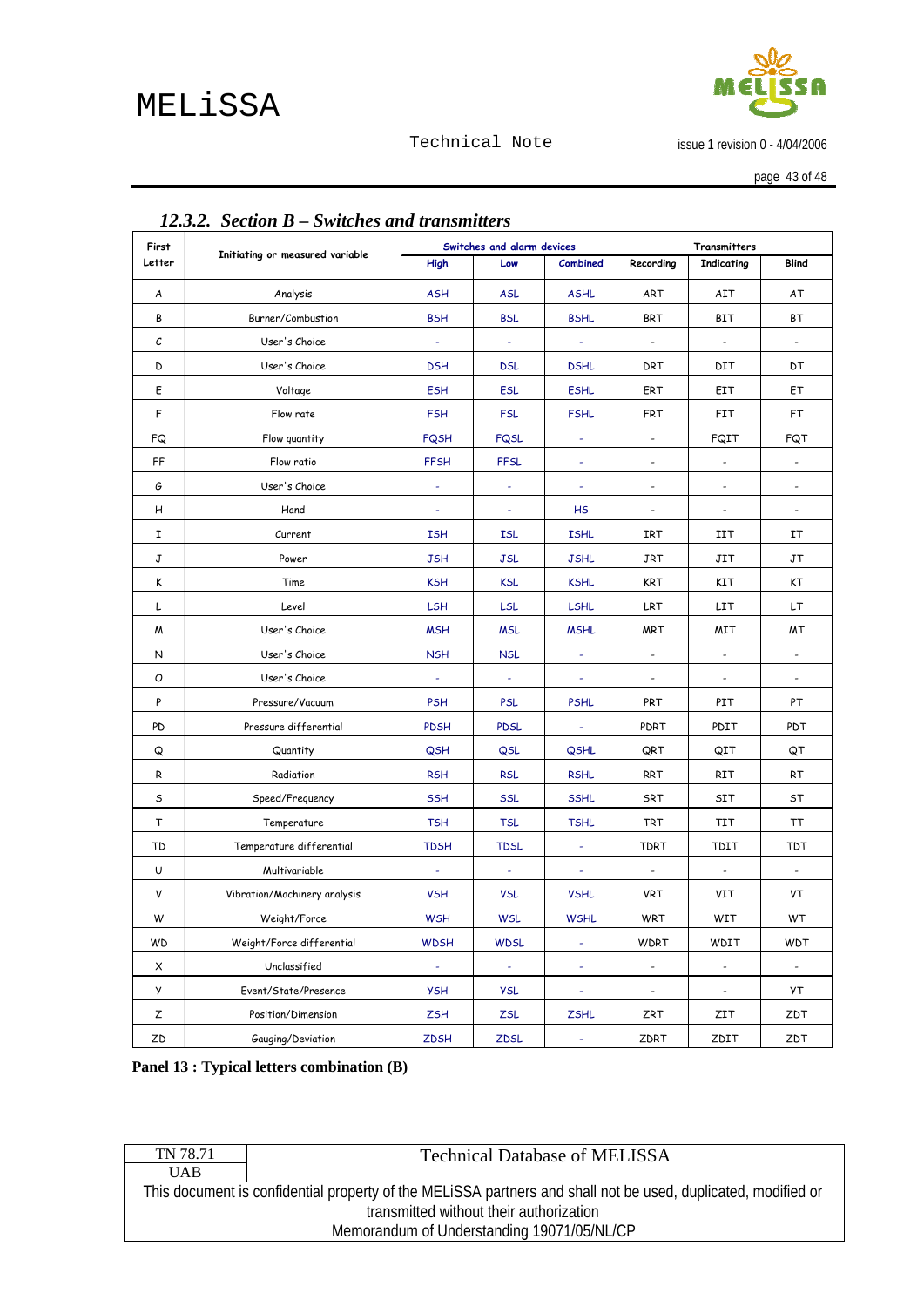### 12.3.2. Section B – Switches and transmitters

| First Letter | Initiating or measured variable | Switches and alarm devices | | | Transmitters | | |
|---|---|---|---|---|---|---|---|
| | | High | Low | Combined | Recording | Indicating | Blind |
| A | Analysis | ASH | ASL | ASHL | ART | AIT | AT |
| B | Burner/Combustion | BSH | BSL | BSHL | BRT | BIT | BT |
| C | User's Choice | - | - | - | - | - | - |
| D | User's Choice | DSH | DSL | DSHL | DRT | DIT | DT |
| E | Voltage | ESH | ESL | ESHL | ERT | EIT | ET |
| F | Flow rate | FSH | FSL | FSHL | FRT | FIT | FT |
| FQ | Flow quantity | FQSH | FQSL | - | - | FQIT | FQT |
| FF | Flow ratio | FFSH | FFSL | - | - | - | - |
| G | User's Choice | - | - | - | - | - | - |
| H | Hand | - | - | HS | - | - | - |
| I | Current | ISH | ISL | ISHL | IRT | IIT | IT |
| J | Power | JSH | JSL | JSHL | JRT | JIT | JT |
| K | Time | KSH | KSL | KSHL | KRT | KIT | KT |
| L | Level | LSH | LSL | LSHL | LRT | LIT | LT |
| M | User's Choice | MSH | MSL | MSHL | MRT | MIT | MT |
| N | User's Choice | NSH | NSL | - | - | - | - |
| O | User's Choice | - | - | - | - | - | - |
| P | Pressure/Vacuum | PSH | PSL | PSHL | PRT | PIT | PT |
| PD | Pressure differential | PDSH | PDSL | - | PDRT | PDIT | PDT |
| Q | Quantity | QSH | QSL | QSHL | QRT | QIT | QT |
| R | Radiation | RSH | RSL | RSHL | RRT | RIT | RT |
| S | Speed/Frequency | SSH | SSL | SSHL | SRT | SIT | ST |
| T | Temperature | TSH | TSL | TSHL | TRT | TIT | TT |
| TD | Temperature differential | TDSH | TDSL | - | TDRT | TDIT | TDT |
| U | Multivariable | - | - | - | - | - | - |
| V | Vibration/Machinery analysis | VSH | VSL | VSHL | VRT | VIT | VT |
| W | Weight/Force | WSH | WSL | WSHL | WRT | WIT | WT |
| WD | Weight/Force differential | WDSH | WDSL | - | WDRT | WDIT | WDT |
| X | Unclassified | - | - | - | - | - | - |
| Y | Event/State/Presence | YSH | YSL | - | - | - | YT |
| Z | Position/Dimension | ZSH | ZSL | ZSHL | ZRT | ZIT | ZDT |
| ZD | Gauging/Deviation | ZDSH | ZDSL | - | ZDRT | ZDIT | ZDT |

**Panel 13 : Typical letters combination (B)**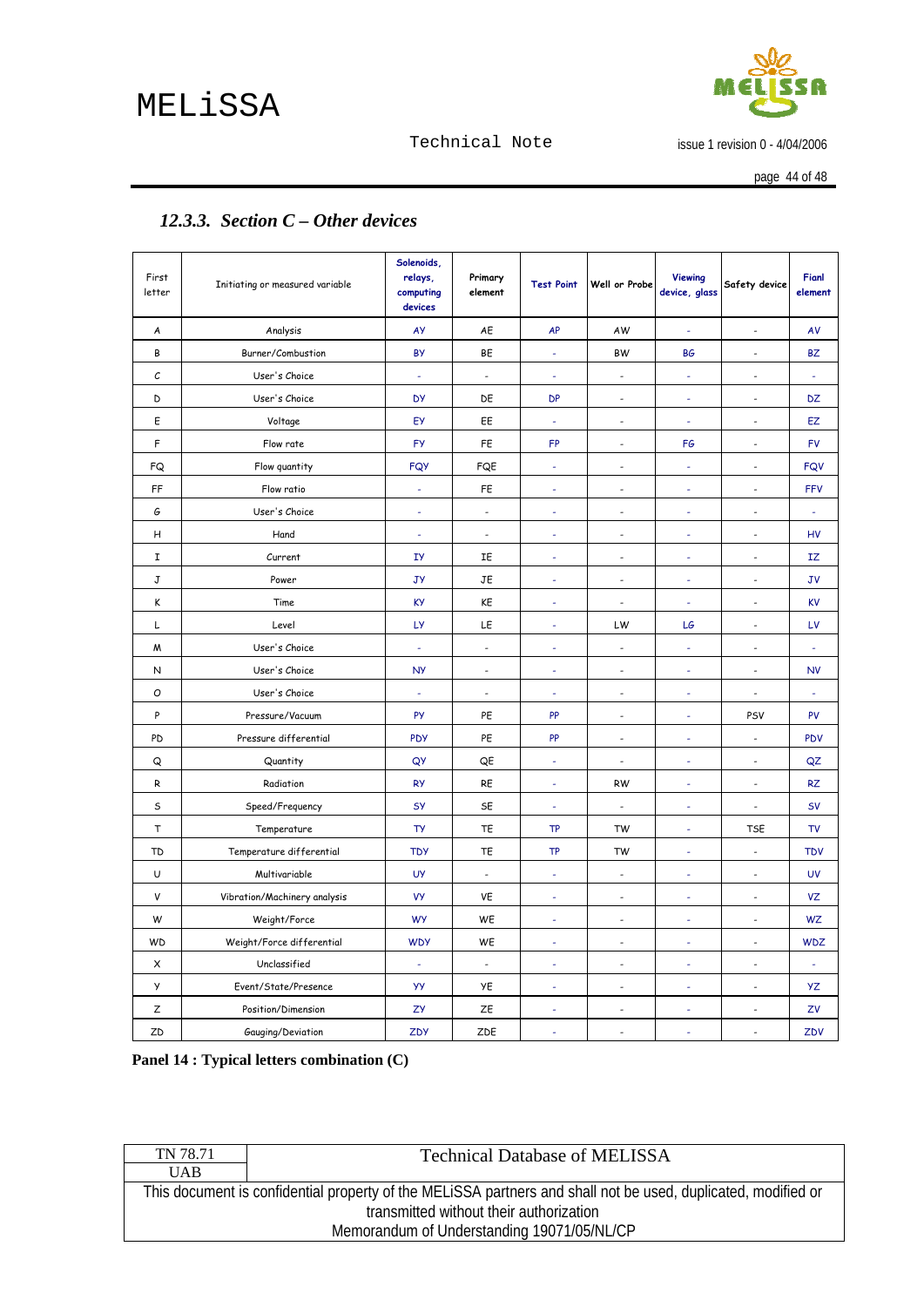### 12.3.3. Section C – Other devices

| First letter | Initiating or measured variable | Solenoids, relays, computing devices | Primary element | Test Point | Well or Probe | Viewing device, glass | Safety device | Fianl element |
|---|---|---|---|---|---|---|---|---|
| A | Analysis | AY | AE | AP | AW | - | - | AV |
| B | Burner/Combustion | BY | BE | - | BW | BG | - | BZ |
| C | User's Choice | - | - | - | - | - | - | - |
| D | User's Choice | DY | DE | DP | - | - | - | DZ |
| E | Voltage | EY | EE | - | - | - | - | EZ |
| F | Flow rate | FY | FE | FP | - | FG | - | FV |
| FQ | Flow quantity | FQY | FQE | - | - | - | - | FQV |
| FF | Flow ratio | - | FE | - | - | - | - | FFV |
| G | User's Choice | - | - | - | - | - | - | - |
| H | Hand | - | - | - | - | - | - | HV |
| I | Current | IY | IE | - | - | - | - | IZ |
| J | Power | JY | JE | - | - | - | - | JV |
| K | Time | KY | KE | - | - | - | - | KV |
| L | Level | LY | LE | - | LW | LG | - | LV |
| M | User's Choice | - | - | - | - | - | - | - |
| N | User's Choice | NY | - | - | - | - | - | NV |
| O | User's Choice | - | - | - | - | - | - | - |
| P | Pressure/Vacuum | PY | PE | PP | - | - | PSV | PV |
| PD | Pressure differential | PDY | PE | PP | - | - | - | PDV |
| Q | Quantity | QY | QE | - | - | - | - | QZ |
| R | Radiation | RY | RE | - | RW | - | - | RZ |
| S | Speed/Frequency | SY | SE | - | - | - | - | SV |
| T | Temperature | TY | TE | TP | TW | - | TSE | TV |
| TD | Temperature differential | TDY | TE | TP | TW | - | - | TDV |
| U | Multivariable | UY | - | - | - | - | - | UV |
| V | Vibration/Machinery analysis | VY | VE | - | - | - | - | VZ |
| W | Weight/Force | WY | WE | - | - | - | - | WZ |
| WD | Weight/Force differential | WDY | WE | - | - | - | - | WDZ |
| X | Unclassified | - | - | - | - | - | - | - |
| Y | Event/State/Presence | YY | YE | - | - | - | - | YZ |
| Z | Position/Dimension | ZY | ZE | - | - | - | - | ZV |
| ZD | Gauging/Deviation | ZDY | ZDE | - | - | - | - | ZDV |

**Panel 14 : Typical letters combination (C)**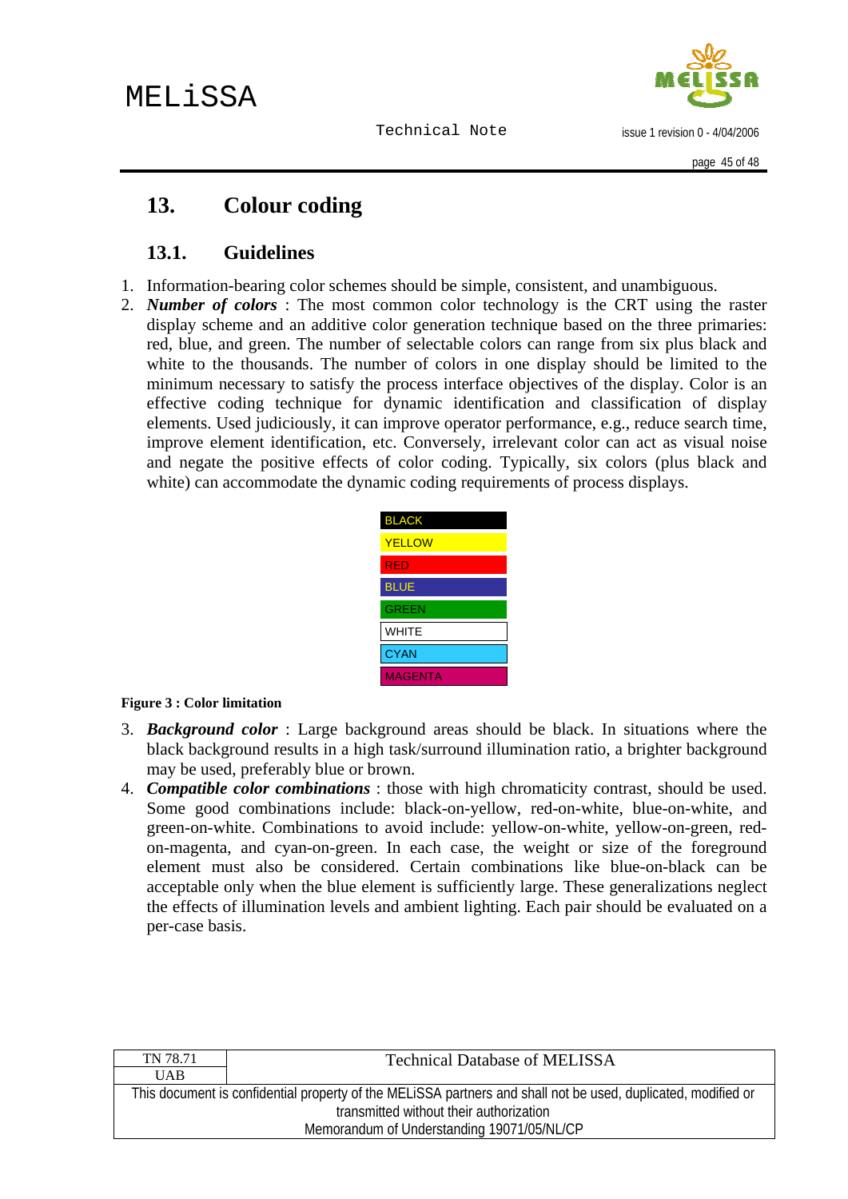# 13. Colour coding

## 13.1. Guidelines

1. Information-bearing color schemes should be simple, consistent, and unambiguous.
2. ***Number of colors*** : The most common color technology is the CRT using the raster display scheme and an additive color generation technique based on the three primaries: red, blue, and green. The number of selectable colors can range from six plus black and white to the thousands. The number of colors in one display should be limited to the minimum necessary to satisfy the process interface objectives of the display. Color is an effective coding technique for dynamic identification and classification of display elements. Used judiciously, it can improve operator performance, e.g., reduce search time, improve element identification, etc. Conversely, irrelevant color can act as visual noise and negate the positive effects of color coding. Typically, six colors (plus black and white) can accommodate the dynamic coding requirements of process displays.

| BLACK |
|---|
| YELLOW |
| RED |
| BLUE |
| GREEN |
| WHITE |
| CYAN |
| MAGENTA |

**Figure 3 : Color limitation**

3. ***Background color*** : Large background areas should be black. In situations where the black background results in a high task/surround illumination ratio, a brighter background may be used, preferably blue or brown.
4. ***Compatible color combinations*** : those with high chromaticity contrast, should be used. Some good combinations include: black-on-yellow, red-on-white, blue-on-white, and green-on-white. Combinations to avoid include: yellow-on-white, yellow-on-green, red-on-magenta, and cyan-on-green. In each case, the weight or size of the foreground element must also be considered. Certain combinations like blue-on-black can be acceptable only when the blue element is sufficiently large. These generalizations neglect the effects of illumination levels and ambient lighting. Each pair should be evaluated on a per-case basis.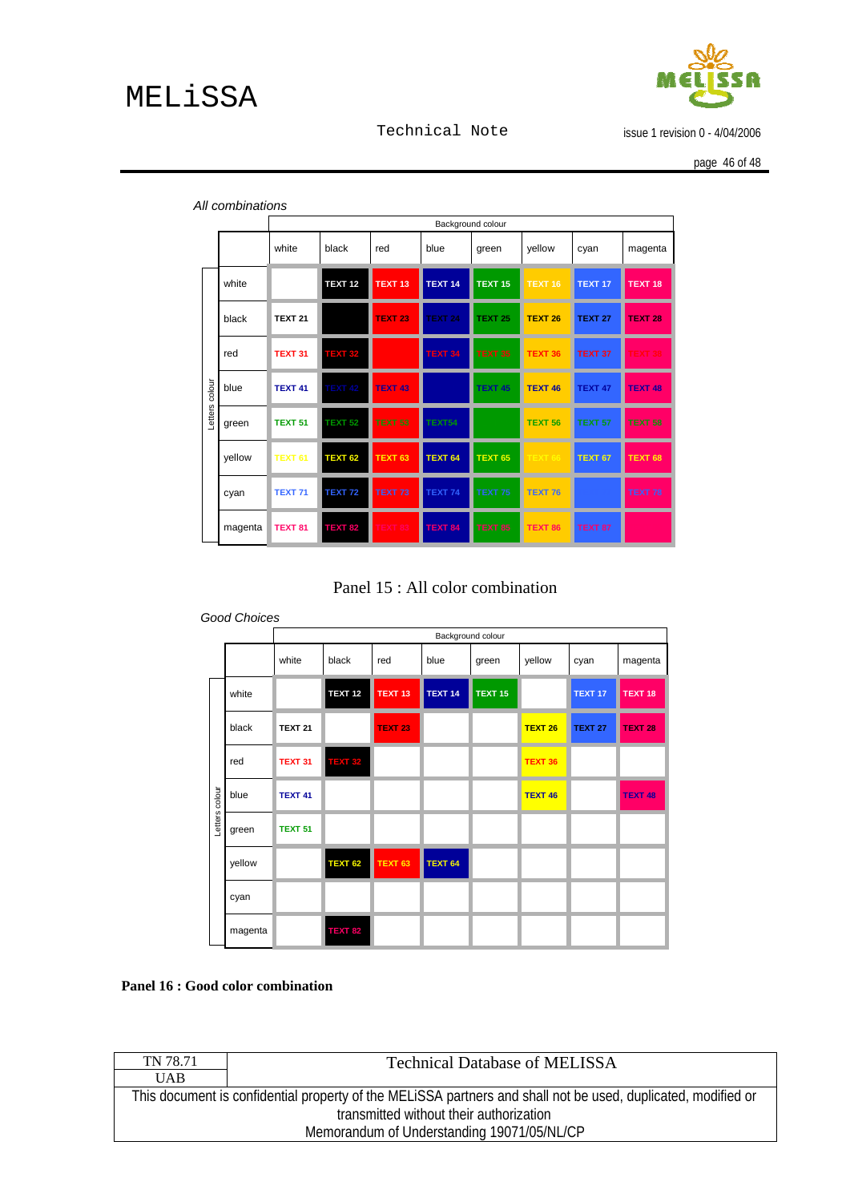*All combinations*

| | | Background colour | | | | | | | |
|---|---|---|---|---|---|---|---|---|---|
| | | white | black | red | blue | green | yellow | cyan | magenta |
| Letters colour | white | | TEXT 12 | TEXT 13 | TEXT 14 | TEXT 15 | TEXT 16 | TEXT 17 | TEXT 18 |
| | black | TEXT 21 | | TEXT 23 | TEXT 24 | TEXT 25 | TEXT 26 | TEXT 27 | TEXT 28 |
| | red | TEXT 31 | TEXT 32 | | TEXT 34 | TEXT 35 | TEXT 36 | TEXT 37 | TEXT 38 |
| | blue | TEXT 41 | TEXT 42 | TEXT 43 | | TEXT 45 | TEXT 46 | TEXT 47 | TEXT 48 |
| | green | TEXT 51 | TEXT 52 | TEXT 53 | TEXT54 | | TEXT 56 | TEXT 57 | TEXT 58 |
| | yellow | TEXT 61 | TEXT 62 | TEXT 63 | TEXT 64 | TEXT 65 | TEXT 66 | TEXT 67 | TEXT 68 |
| | cyan | TEXT 71 | TEXT 72 | TEXT 73 | TEXT 74 | TEXT 75 | TEXT 76 | | TEXT 78 |
| | magenta | TEXT 81 | TEXT 82 | TEXT 83 | TEXT 84 | TEXT 85 | TEXT 86 | TEXT 87 | |

Panel 15 : All color combination

*Good Choices*

| | | Background colour | | | | | | | |
|---|---|---|---|---|---|---|---|---|---|
| | | white | black | red | blue | green | yellow | cyan | magenta |
| Letters colour | white | | TEXT 12 | TEXT 13 | TEXT 14 | TEXT 15 | | TEXT 17 | TEXT 18 |
| | black | TEXT 21 | | TEXT 23 | | | TEXT 26 | TEXT 27 | TEXT 28 |
| | red | TEXT 31 | TEXT 32 | | | | TEXT 36 | | |
| | blue | TEXT 41 | | | | | TEXT 46 | | TEXT 48 |
| | green | TEXT 51 | | | | | | | |
| | yellow | | TEXT 62 | TEXT 63 | TEXT 64 | | | | |
| | cyan | | | | | | | | |
| | magenta | | TEXT 82 | | | | | | |

**Panel 16 : Good color combination**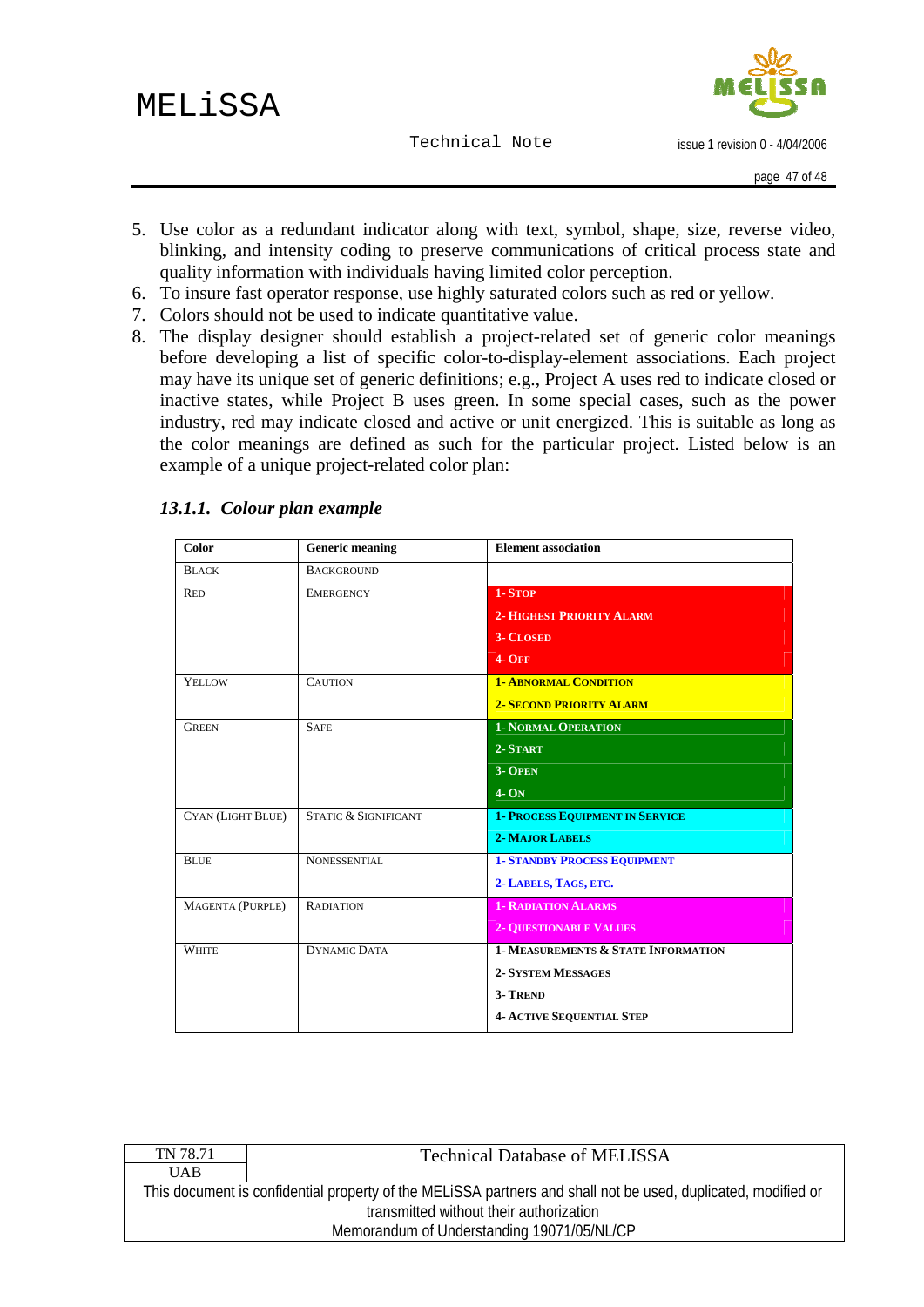5. Use color as a redundant indicator along with text, symbol, shape, size, reverse video, blinking, and intensity coding to preserve communications of critical process state and quality information with individuals having limited color perception.
6. To insure fast operator response, use highly saturated colors such as red or yellow.
7. Colors should not be used to indicate quantitative value.
8. The display designer should establish a project-related set of generic color meanings before developing a list of specific color-to-display-element associations. Each project may have its unique set of generic definitions; e.g., Project A uses red to indicate closed or inactive states, while Project B uses green. In some special cases, such as the power industry, red may indicate closed and active or unit energized. This is suitable as long as the color meanings are defined as such for the particular project. Listed below is an example of a unique project-related color plan:

### *13.1.1. Colour plan example*

| Color | Generic meaning | Element association |
|---|---|---|
| BLACK | BACKGROUND | |
| RED | EMERGENCY | 1- STOP<br>2- HIGHEST PRIORITY ALARM<br>3- CLOSED<br>4- OFF |
| YELLOW | CAUTION | 1- ABNORMAL CONDITION<br>2- SECOND PRIORITY ALARM |
| GREEN | SAFE | 1- NORMAL OPERATION<br>2- START<br>3- OPEN<br>4- ON |
| CYAN (LIGHT BLUE) | STATIC & SIGNIFICANT | 1- PROCESS EQUIPMENT IN SERVICE<br>2- MAJOR LABELS |
| BLUE | NONESSENTIAL | 1- STANDBY PROCESS EQUIPMENT<br>2- LABELS, TAGS, ETC. |
| MAGENTA (PURPLE) | RADIATION | 1- RADIATION ALARMS<br>2- QUESTIONABLE VALUES |
| WHITE | DYNAMIC DATA | 1- MEASUREMENTS & STATE INFORMATION<br>2- SYSTEM MESSAGES<br>3- TREND<br>4- ACTIVE SEQUENTIAL STEP |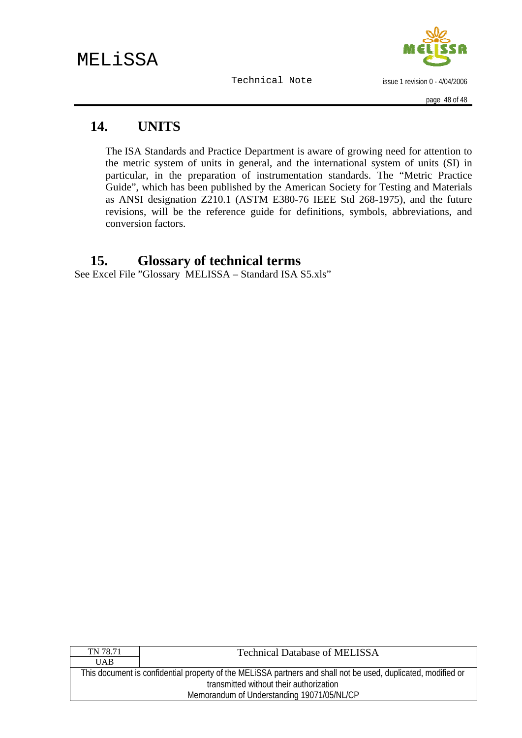## 14. UNITS

The ISA Standards and Practice Department is aware of growing need for attention to the metric system of units in general, and the international system of units (SI) in particular, in the preparation of instrumentation standards. The "Metric Practice Guide", which has been published by the American Society for Testing and Materials as ANSI designation Z210.1 (ASTM E380-76 IEEE Std 268-1975), and the future revisions, will be the reference guide for definitions, symbols, abbreviations, and conversion factors.

## 15. Glossary of technical terms

See Excel File "Glossary MELISSA – Standard ISA S5.xls"